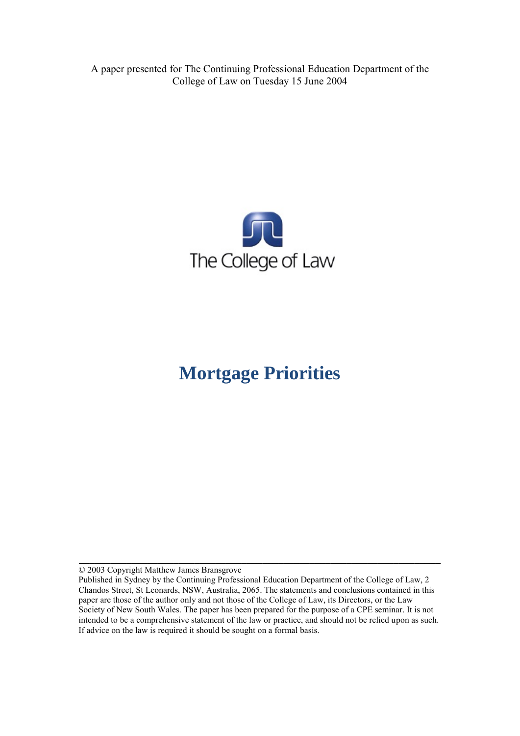A paper presented for The Continuing Professional Education Department of the College of Law on Tuesday 15 June 2004

The College of Law

# Mortgage Priorities

© 2003 Copyright Matthew James Bransgrove

Published in Sydney by the Continuing Professional Education Department of the College of Law, 2 Chandos Street, St Leonards, NSW, Australia, 2065. The statements and conclusions contained in this paper are those of the author only and not those of the College of Law, its Directors, or the Law Society of New South Wales. The paper has been prepared for the purpose of a CPE seminar. It is not intended to be a comprehensive statement of the law or practice, and should not be relied upon as such. If advice on the law is required it should be sought on a formal basis.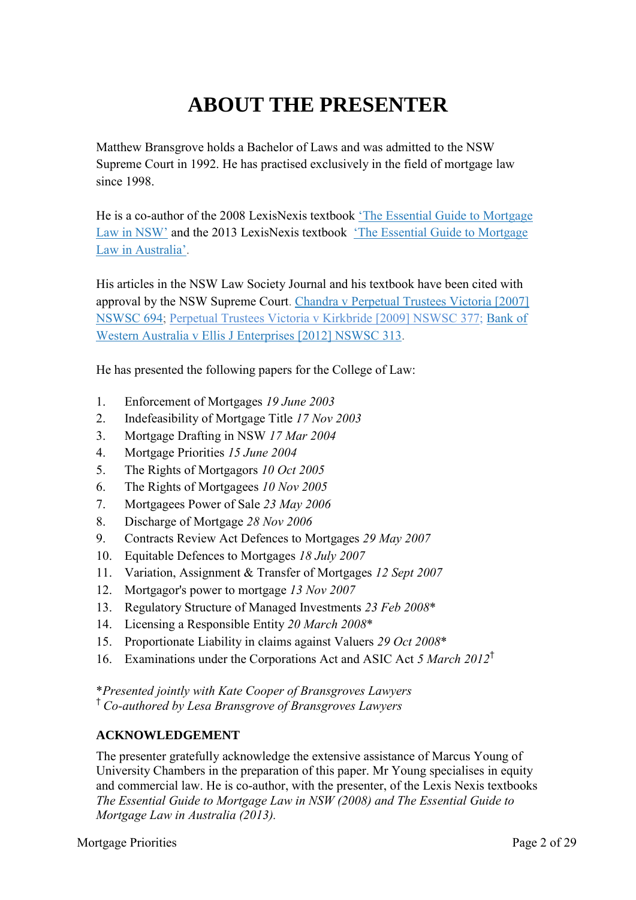# ABOUT THE PRESENTER

Matthew Bransgrove holds a Bachelor of Laws and was admitted to the NSW Supreme Court in 1992. He has practised exclusively in the field of mortgage law since 1998.

He is a co-author of the 2008 LexisNexis textbook 'The Essential Guide to Mortgage Law in NSW' and the 2013 LexisNexis textbook 'The Essential Guide to Mortgage Law in Australia'.

His articles in the NSW Law Society Journal and his textbook have been cited with approval by the NSW Supreme Court. Chandra v Perpetual Trustees Victoria [2007] NSWSC 694; Perpetual Trustees Victoria v Kirkbride [2009] NSWSC 377; Bank of Western Australia v Ellis J Enterprises [2012] NSWSC 313.

He has presented the following papers for the College of Law:

1. Enforcement of Mortgages *19 June 2003*
2. Indefeasibility of Mortgage Title *17 Nov 2003*
3. Mortgage Drafting in NSW *17 Mar 2004*
4. Mortgage Priorities *15 June 2004*
5. The Rights of Mortgagors *10 Oct 2005*
6. The Rights of Mortgagees *10 Nov 2005*
7. Mortgagees Power of Sale *23 May 2006*
8. Discharge of Mortgage *28 Nov 2006*
9. Contracts Review Act Defences to Mortgages *29 May 2007*
10. Equitable Defences to Mortgages *18 July 2007*
11. Variation, Assignment & Transfer of Mortgages *12 Sept 2007*
12. Mortgagor's power to mortgage *13 Nov 2007*
13. Regulatory Structure of Managed Investments *23 Feb 2008*\*
14. Licensing a Responsible Entity *20 March 2008*\*
15. Proportionate Liability in claims against Valuers *29 Oct 2008*\*
16. Examinations under the Corporations Act and ASIC Act *5 March 2012*†

\**Presented jointly with Kate Cooper of Bransgroves Lawyers*
† *Co-authored by Lesa Bransgrove of Bransgroves Lawyers*

**ACKNOWLEDGEMENT**

The presenter gratefully acknowledge the extensive assistance of Marcus Young of University Chambers in the preparation of this paper. Mr Young specialises in equity and commercial law. He is co-author, with the presenter, of the Lexis Nexis textbooks *The Essential Guide to Mortgage Law in NSW (2008) and The Essential Guide to Mortgage Law in Australia (2013).*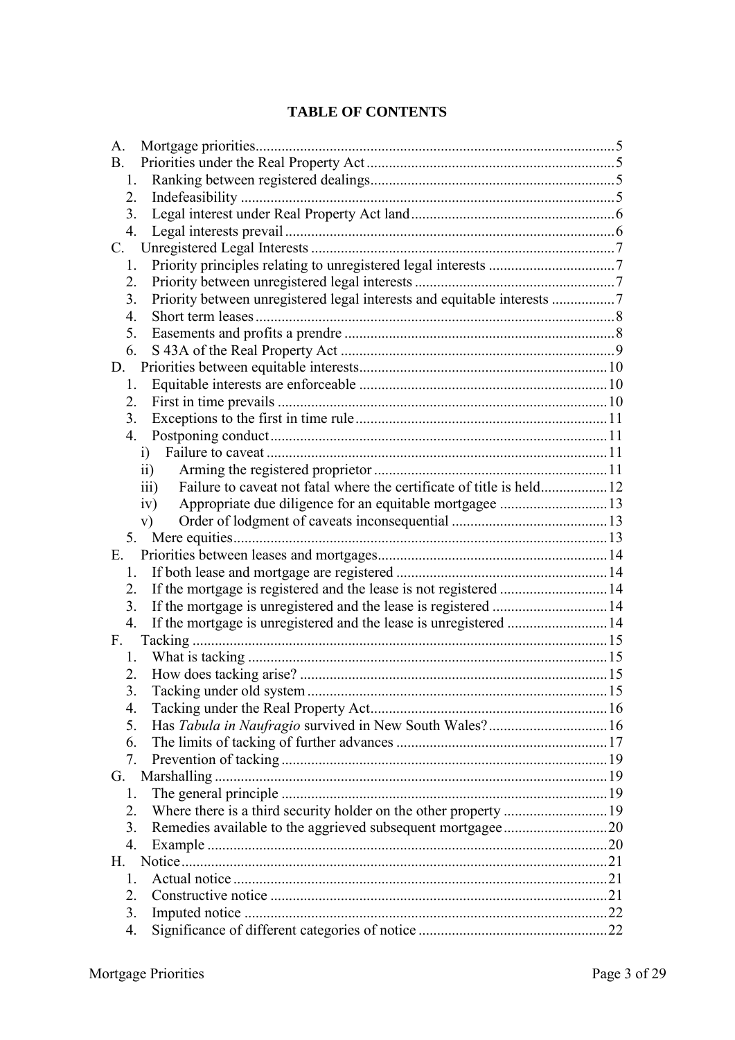## TABLE OF CONTENTS

A. Mortgage priorities ..... 5
B. Priorities under the Real Property Act ..... 5
   1. Ranking between registered dealings ..... 5
   2. Indefeasibility ..... 5
   3. Legal interest under Real Property Act land ..... 6
   4. Legal interests prevail ..... 6
C. Unregistered Legal Interests ..... 7
   1. Priority principles relating to unregistered legal interests ..... 7
   2. Priority between unregistered legal interests ..... 7
   3. Priority between unregistered legal interests and equitable interests ..... 7
   4. Short term leases ..... 8
   5. Easements and profits a prendre ..... 8
   6. S 43A of the Real Property Act ..... 9
D. Priorities between equitable interests ..... 10
   1. Equitable interests are enforceable ..... 10
   2. First in time prevails ..... 10
   3. Exceptions to the first in time rule ..... 11
   4. Postponing conduct ..... 11
      i) Failure to caveat ..... 11
      ii) Arming the registered proprietor ..... 11
      iii) Failure to caveat not fatal where the certificate of title is held ..... 12
      iv) Appropriate due diligence for an equitable mortgagee ..... 13
      v) Order of lodgment of caveats inconsequential ..... 13
   5. Mere equities ..... 13
E. Priorities between leases and mortgages ..... 14
   1. If both lease and mortgage are registered ..... 14
   2. If the mortgage is registered and the lease is not registered ..... 14
   3. If the mortgage is unregistered and the lease is registered ..... 14
   4. If the mortgage is unregistered and the lease is unregistered ..... 14
F. Tacking ..... 15
   1. What is tacking ..... 15
   2. How does tacking arise? ..... 15
   3. Tacking under old system ..... 15
   4. Tacking under the Real Property Act ..... 16
   5. Has *Tabula in Naufragio* survived in New South Wales? ..... 16
   6. The limits of tacking of further advances ..... 17
   7. Prevention of tacking ..... 19
G. Marshalling ..... 19
   1. The general principle ..... 19
   2. Where there is a third security holder on the other property ..... 19
   3. Remedies available to the aggrieved subsequent mortgagee ..... 20
   4. Example ..... 20
H. Notice ..... 21
   1. Actual notice ..... 21
   2. Constructive notice ..... 21
   3. Imputed notice ..... 22
   4. Significance of different categories of notice ..... 22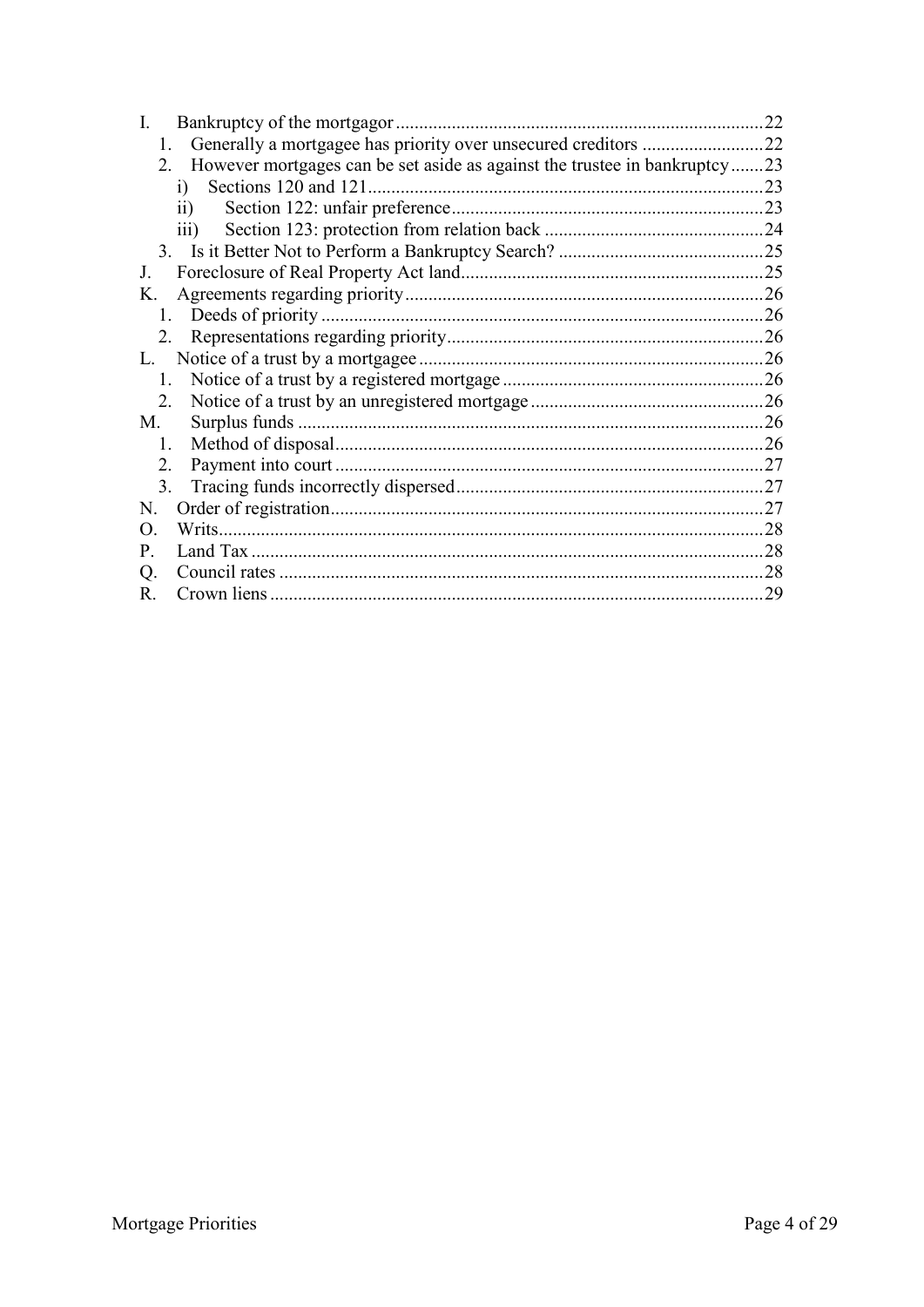- I. Bankruptcy of the mortgagor .......... 22
  - 1. Generally a mortgagee has priority over unsecured creditors .......... 22
  - 2. However mortgages can be set aside as against the trustee in bankruptcy .......... 23
    - i) Sections 120 and 121 .......... 23
    - ii) Section 122: unfair preference .......... 23
    - iii) Section 123: protection from relation back .......... 24
  - 3. Is it Better Not to Perform a Bankruptcy Search? .......... 25
- J. Foreclosure of Real Property Act land .......... 25
- K. Agreements regarding priority .......... 26
  - 1. Deeds of priority .......... 26
  - 2. Representations regarding priority .......... 26
- L. Notice of a trust by a mortgagee .......... 26
  - 1. Notice of a trust by a registered mortgage .......... 26
  - 2. Notice of a trust by an unregistered mortgage .......... 26
- M. Surplus funds .......... 26
  - 1. Method of disposal .......... 26
  - 2. Payment into court .......... 27
  - 3. Tracing funds incorrectly dispersed .......... 27
- N. Order of registration .......... 27
- O. Writs .......... 28
- P. Land Tax .......... 28
- Q. Council rates .......... 28
- R. Crown liens .......... 29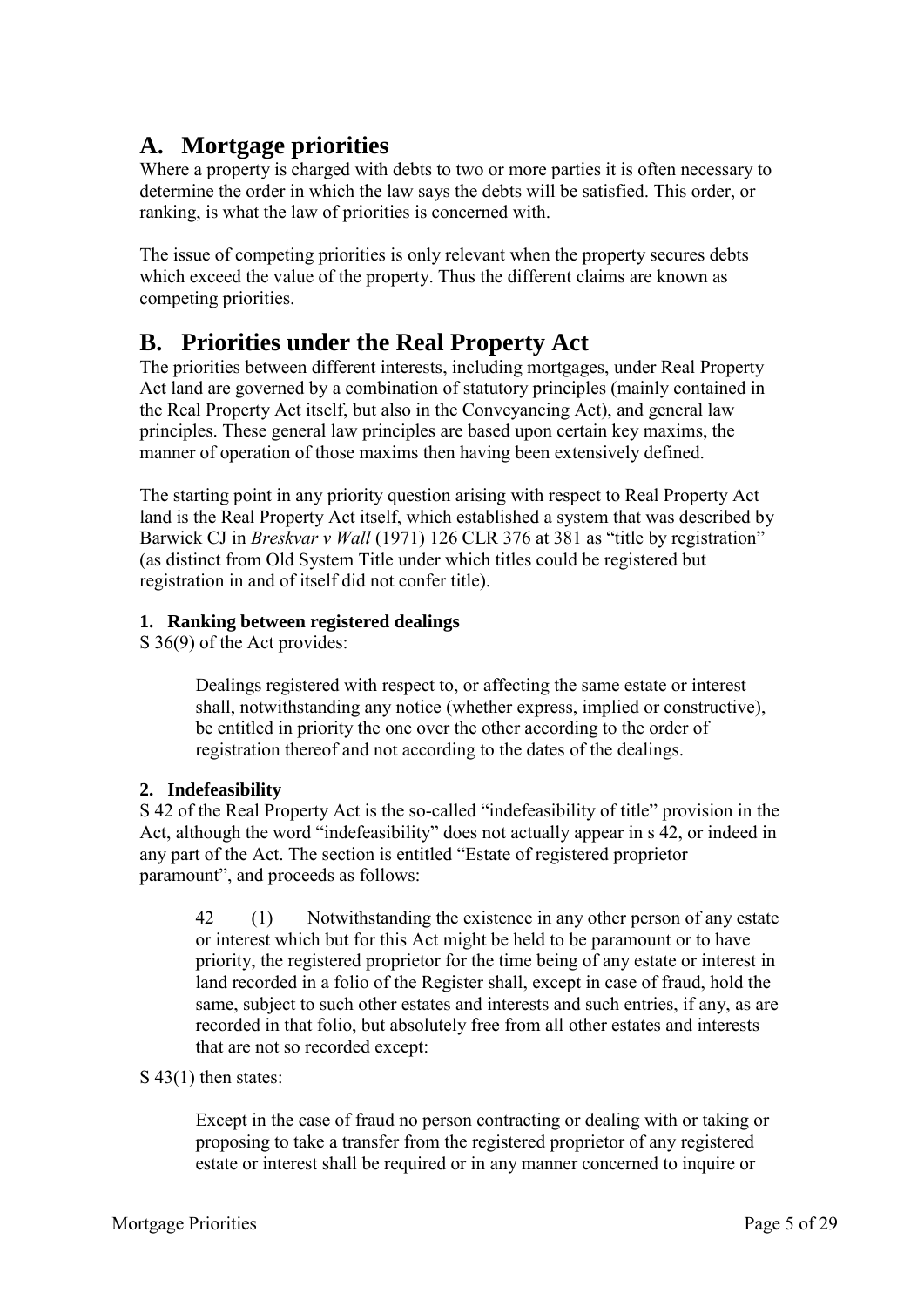# A. Mortgage priorities

Where a property is charged with debts to two or more parties it is often necessary to determine the order in which the law says the debts will be satisfied. This order, or ranking, is what the law of priorities is concerned with.

The issue of competing priorities is only relevant when the property secures debts which exceed the value of the property. Thus the different claims are known as competing priorities.

# B. Priorities under the Real Property Act

The priorities between different interests, including mortgages, under Real Property Act land are governed by a combination of statutory principles (mainly contained in the Real Property Act itself, but also in the Conveyancing Act), and general law principles. These general law principles are based upon certain key maxims, the manner of operation of those maxims then having been extensively defined.

The starting point in any priority question arising with respect to Real Property Act land is the Real Property Act itself, which established a system that was described by Barwick CJ in *Breskvar v Wall* (1971) 126 CLR 376 at 381 as "title by registration" (as distinct from Old System Title under which titles could be registered but registration in and of itself did not confer title).

### 1. Ranking between registered dealings

S 36(9) of the Act provides:

> Dealings registered with respect to, or affecting the same estate or interest shall, notwithstanding any notice (whether express, implied or constructive), be entitled in priority the one over the other according to the order of registration thereof and not according to the dates of the dealings.

### 2. Indefeasibility

S 42 of the Real Property Act is the so-called "indefeasibility of title" provision in the Act, although the word "indefeasibility" does not actually appear in s 42, or indeed in any part of the Act. The section is entitled "Estate of registered proprietor paramount", and proceeds as follows:

> 42 (1) Notwithstanding the existence in any other person of any estate or interest which but for this Act might be held to be paramount or to have priority, the registered proprietor for the time being of any estate or interest in land recorded in a folio of the Register shall, except in case of fraud, hold the same, subject to such other estates and interests and such entries, if any, as are recorded in that folio, but absolutely free from all other estates and interests that are not so recorded except:

S 43(1) then states:

> Except in the case of fraud no person contracting or dealing with or taking or proposing to take a transfer from the registered proprietor of any registered estate or interest shall be required or in any manner concerned to inquire or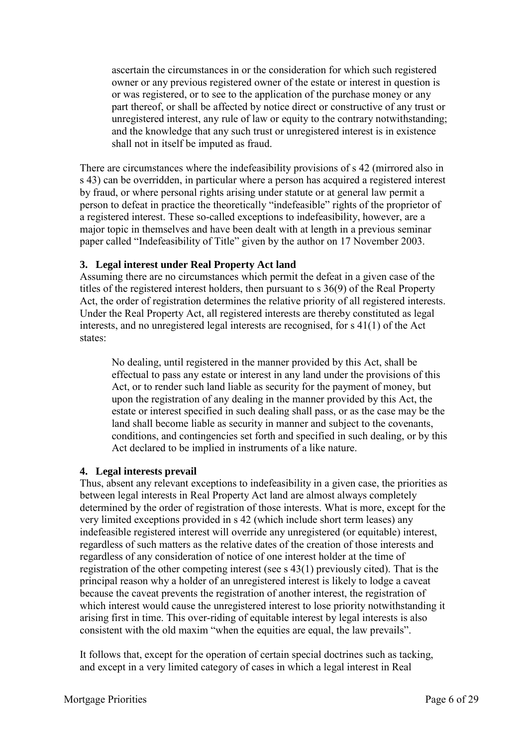> ascertain the circumstances in or the consideration for which such registered owner or any previous registered owner of the estate or interest in question is or was registered, or to see to the application of the purchase money or any part thereof, or shall be affected by notice direct or constructive of any trust or unregistered interest, any rule of law or equity to the contrary notwithstanding; and the knowledge that any such trust or unregistered interest is in existence shall not in itself be imputed as fraud.

There are circumstances where the indefeasibility provisions of s 42 (mirrored also in s 43) can be overridden, in particular where a person has acquired a registered interest by fraud, or where personal rights arising under statute or at general law permit a person to defeat in practice the theoretically "indefeasible" rights of the proprietor of a registered interest. These so-called exceptions to indefeasibility, however, are a major topic in themselves and have been dealt with at length in a previous seminar paper called "Indefeasibility of Title" given by the author on 17 November 2003.

**3. Legal interest under Real Property Act land**

Assuming there are no circumstances which permit the defeat in a given case of the titles of the registered interest holders, then pursuant to s 36(9) of the Real Property Act, the order of registration determines the relative priority of all registered interests. Under the Real Property Act, all registered interests are thereby constituted as legal interests, and no unregistered legal interests are recognised, for s 41(1) of the Act states:

> No dealing, until registered in the manner provided by this Act, shall be effectual to pass any estate or interest in any land under the provisions of this Act, or to render such land liable as security for the payment of money, but upon the registration of any dealing in the manner provided by this Act, the estate or interest specified in such dealing shall pass, or as the case may be the land shall become liable as security in manner and subject to the covenants, conditions, and contingencies set forth and specified in such dealing, or by this Act declared to be implied in instruments of a like nature.

**4. Legal interests prevail**

Thus, absent any relevant exceptions to indefeasibility in a given case, the priorities as between legal interests in Real Property Act land are almost always completely determined by the order of registration of those interests. What is more, except for the very limited exceptions provided in s 42 (which include short term leases) any indefeasible registered interest will override any unregistered (or equitable) interest, regardless of such matters as the relative dates of the creation of those interests and regardless of any consideration of notice of one interest holder at the time of registration of the other competing interest (see s 43(1) previously cited). That is the principal reason why a holder of an unregistered interest is likely to lodge a caveat because the caveat prevents the registration of another interest, the registration of which interest would cause the unregistered interest to lose priority notwithstanding it arising first in time. This over-riding of equitable interest by legal interests is also consistent with the old maxim "when the equities are equal, the law prevails".

It follows that, except for the operation of certain special doctrines such as tacking, and except in a very limited category of cases in which a legal interest in Real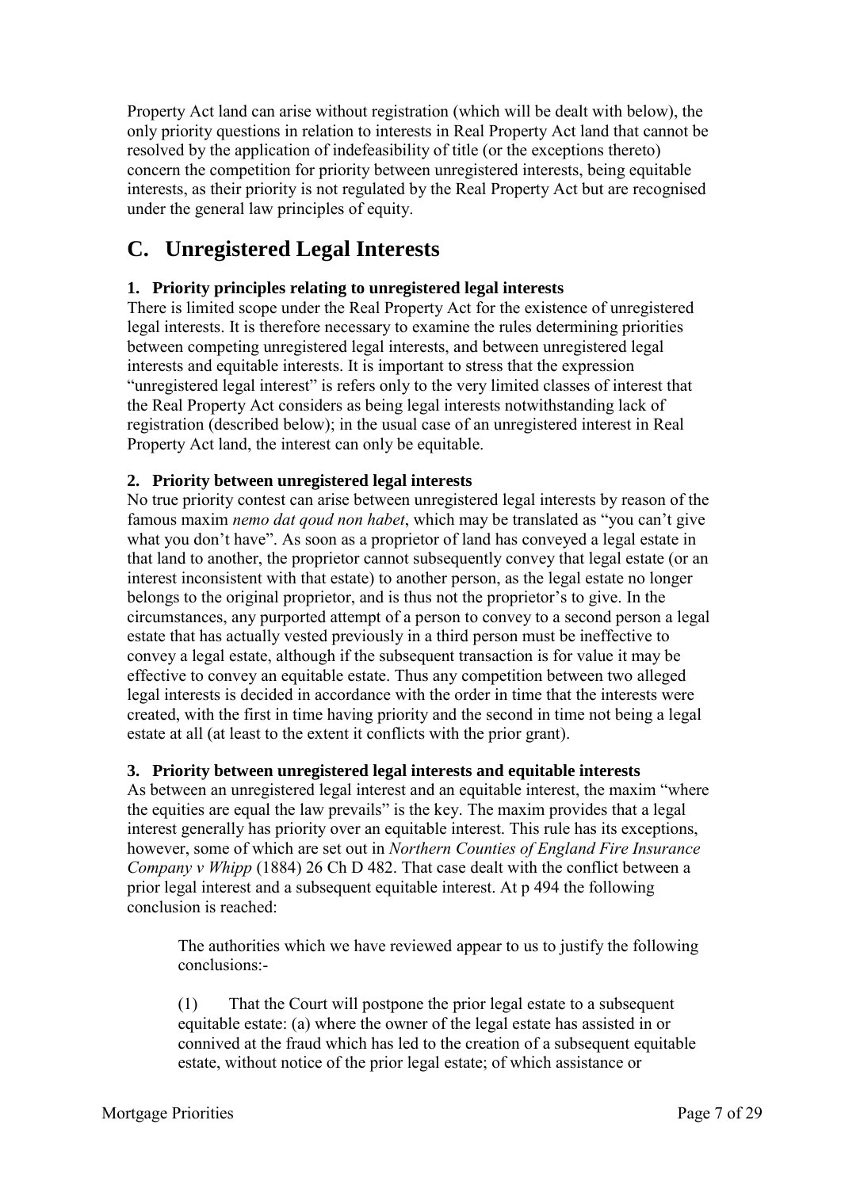Property Act land can arise without registration (which will be dealt with below), the only priority questions in relation to interests in Real Property Act land that cannot be resolved by the application of indefeasibility of title (or the exceptions thereto) concern the competition for priority between unregistered interests, being equitable interests, as their priority is not regulated by the Real Property Act but are recognised under the general law principles of equity.

## C. Unregistered Legal Interests

### 1. Priority principles relating to unregistered legal interests

There is limited scope under the Real Property Act for the existence of unregistered legal interests. It is therefore necessary to examine the rules determining priorities between competing unregistered legal interests, and between unregistered legal interests and equitable interests. It is important to stress that the expression "unregistered legal interest" is refers only to the very limited classes of interest that the Real Property Act considers as being legal interests notwithstanding lack of registration (described below); in the usual case of an unregistered interest in Real Property Act land, the interest can only be equitable.

### 2. Priority between unregistered legal interests

No true priority contest can arise between unregistered legal interests by reason of the famous maxim *nemo dat qoud non habet*, which may be translated as "you can't give what you don't have". As soon as a proprietor of land has conveyed a legal estate in that land to another, the proprietor cannot subsequently convey that legal estate (or an interest inconsistent with that estate) to another person, as the legal estate no longer belongs to the original proprietor, and is thus not the proprietor's to give. In the circumstances, any purported attempt of a person to convey to a second person a legal estate that has actually vested previously in a third person must be ineffective to convey a legal estate, although if the subsequent transaction is for value it may be effective to convey an equitable estate. Thus any competition between two alleged legal interests is decided in accordance with the order in time that the interests were created, with the first in time having priority and the second in time not being a legal estate at all (at least to the extent it conflicts with the prior grant).

### 3. Priority between unregistered legal interests and equitable interests

As between an unregistered legal interest and an equitable interest, the maxim "where the equities are equal the law prevails" is the key. The maxim provides that a legal interest generally has priority over an equitable interest. This rule has its exceptions, however, some of which are set out in *Northern Counties of England Fire Insurance Company v Whipp* (1884) 26 Ch D 482. That case dealt with the conflict between a prior legal interest and a subsequent equitable interest. At p 494 the following conclusion is reached:

> The authorities which we have reviewed appear to us to justify the following conclusions:-
>
> (1) That the Court will postpone the prior legal estate to a subsequent equitable estate: (a) where the owner of the legal estate has assisted in or connived at the fraud which has led to the creation of a subsequent equitable estate, without notice of the prior legal estate; of which assistance or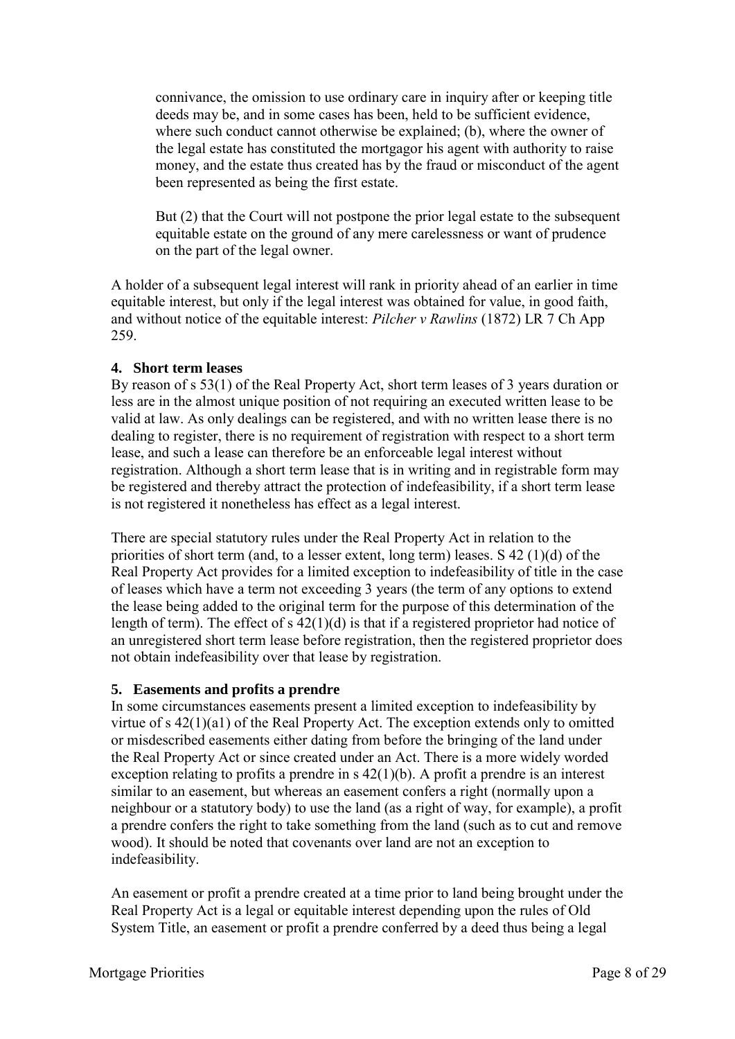connivance, the omission to use ordinary care in inquiry after or keeping title deeds may be, and in some cases has been, held to be sufficient evidence, where such conduct cannot otherwise be explained; (b), where the owner of the legal estate has constituted the mortgagor his agent with authority to raise money, and the estate thus created has by the fraud or misconduct of the agent been represented as being the first estate.

> But (2) that the Court will not postpone the prior legal estate to the subsequent equitable estate on the ground of any mere carelessness or want of prudence on the part of the legal owner.

A holder of a subsequent legal interest will rank in priority ahead of an earlier in time equitable interest, but only if the legal interest was obtained for value, in good faith, and without notice of the equitable interest: *Pilcher v Rawlins* (1872) LR 7 Ch App 259.

### 4. Short term leases

By reason of s 53(1) of the Real Property Act, short term leases of 3 years duration or less are in the almost unique position of not requiring an executed written lease to be valid at law. As only dealings can be registered, and with no written lease there is no dealing to register, there is no requirement of registration with respect to a short term lease, and such a lease can therefore be an enforceable legal interest without registration. Although a short term lease that is in writing and in registrable form may be registered and thereby attract the protection of indefeasibility, if a short term lease is not registered it nonetheless has effect as a legal interest.

There are special statutory rules under the Real Property Act in relation to the priorities of short term (and, to a lesser extent, long term) leases. S 42 (1)(d) of the Real Property Act provides for a limited exception to indefeasibility of title in the case of leases which have a term not exceeding 3 years (the term of any options to extend the lease being added to the original term for the purpose of this determination of the length of term). The effect of s 42(1)(d) is that if a registered proprietor had notice of an unregistered short term lease before registration, then the registered proprietor does not obtain indefeasibility over that lease by registration.

### 5. Easements and profits a prendre

In some circumstances easements present a limited exception to indefeasibility by virtue of s 42(1)(a1) of the Real Property Act. The exception extends only to omitted or misdescribed easements either dating from before the bringing of the land under the Real Property Act or since created under an Act. There is a more widely worded exception relating to profits a prendre in s 42(1)(b). A profit a prendre is an interest similar to an easement, but whereas an easement confers a right (normally upon a neighbour or a statutory body) to use the land (as a right of way, for example), a profit a prendre confers the right to take something from the land (such as to cut and remove wood). It should be noted that covenants over land are not an exception to indefeasibility.

An easement or profit a prendre created at a time prior to land being brought under the Real Property Act is a legal or equitable interest depending upon the rules of Old System Title, an easement or profit a prendre conferred by a deed thus being a legal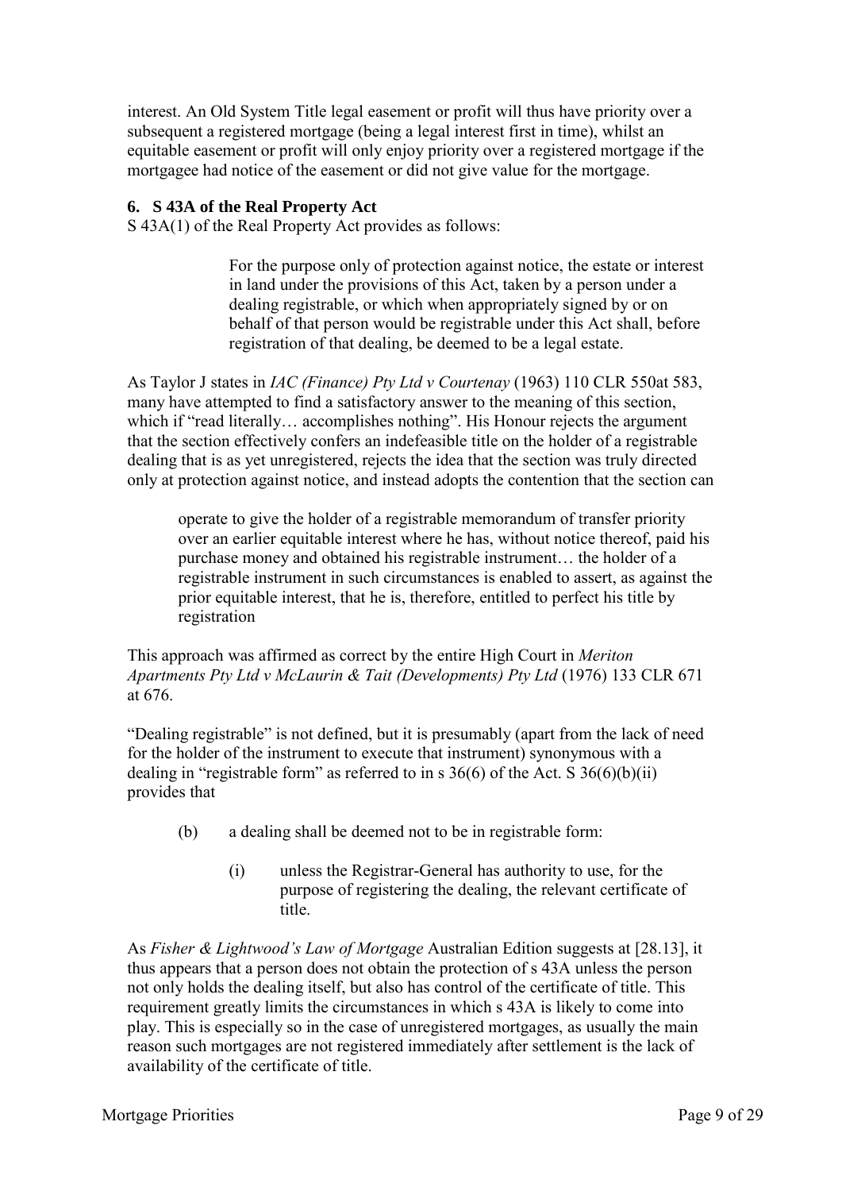interest. An Old System Title legal easement or profit will thus have priority over a subsequent a registered mortgage (being a legal interest first in time), whilst an equitable easement or profit will only enjoy priority over a registered mortgage if the mortgagee had notice of the easement or did not give value for the mortgage.

## 6. S 43A of the Real Property Act

S 43A(1) of the Real Property Act provides as follows:

> For the purpose only of protection against notice, the estate or interest in land under the provisions of this Act, taken by a person under a dealing registrable, or which when appropriately signed by or on behalf of that person would be registrable under this Act shall, before registration of that dealing, be deemed to be a legal estate.

As Taylor J states in *IAC (Finance) Pty Ltd v Courtenay* (1963) 110 CLR 550at 583, many have attempted to find a satisfactory answer to the meaning of this section, which if "read literally… accomplishes nothing". His Honour rejects the argument that the section effectively confers an indefeasible title on the holder of a registrable dealing that is as yet unregistered, rejects the idea that the section was truly directed only at protection against notice, and instead adopts the contention that the section can

> operate to give the holder of a registrable memorandum of transfer priority over an earlier equitable interest where he has, without notice thereof, paid his purchase money and obtained his registrable instrument… the holder of a registrable instrument in such circumstances is enabled to assert, as against the prior equitable interest, that he is, therefore, entitled to perfect his title by registration

This approach was affirmed as correct by the entire High Court in *Meriton Apartments Pty Ltd v McLaurin & Tait (Developments) Pty Ltd* (1976) 133 CLR 671 at 676.

"Dealing registrable" is not defined, but it is presumably (apart from the lack of need for the holder of the instrument to execute that instrument) synonymous with a dealing in "registrable form" as referred to in s 36(6) of the Act. S 36(6)(b)(ii) provides that

> (b) a dealing shall be deemed not to be in registrable form:
>
> > (i) unless the Registrar-General has authority to use, for the purpose of registering the dealing, the relevant certificate of title.

As *Fisher & Lightwood's Law of Mortgage* Australian Edition suggests at [28.13], it thus appears that a person does not obtain the protection of s 43A unless the person not only holds the dealing itself, but also has control of the certificate of title. This requirement greatly limits the circumstances in which s 43A is likely to come into play. This is especially so in the case of unregistered mortgages, as usually the main reason such mortgages are not registered immediately after settlement is the lack of availability of the certificate of title.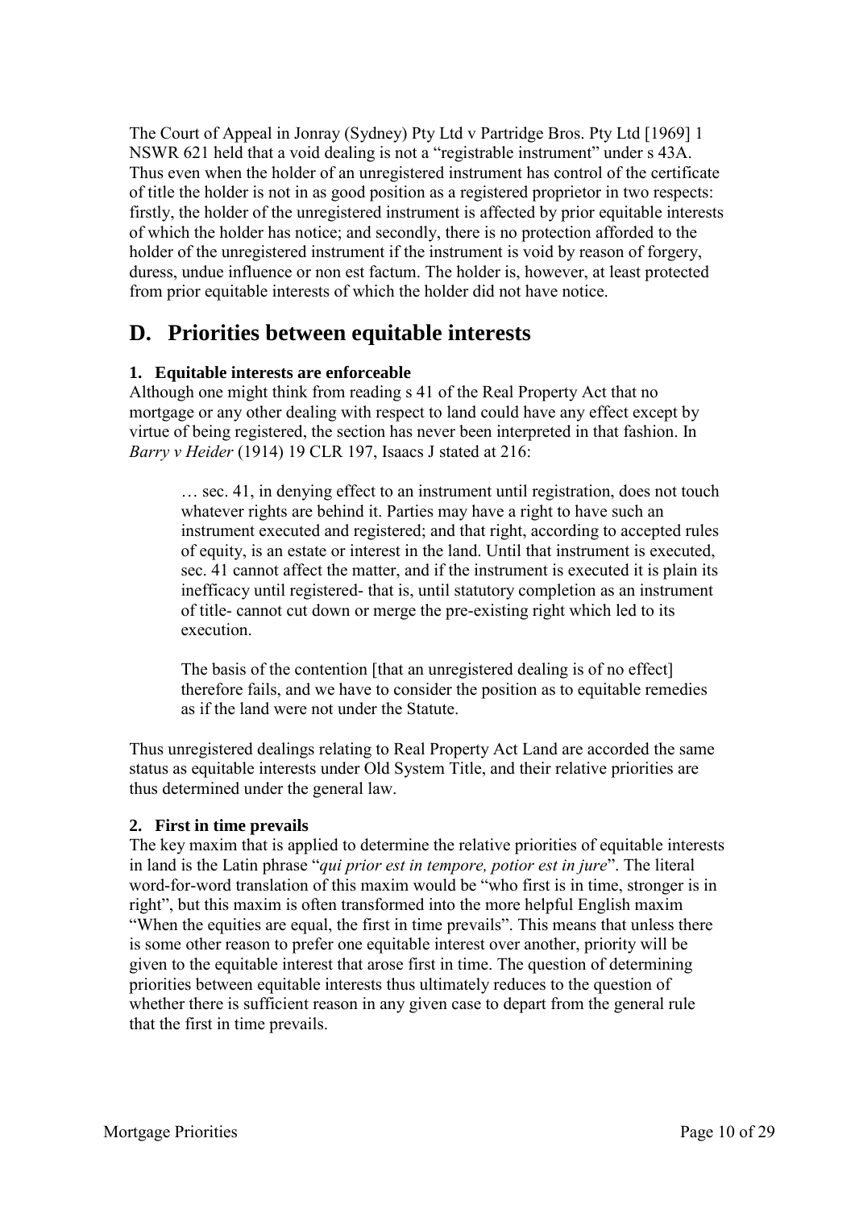The Court of Appeal in Jonray (Sydney) Pty Ltd v Partridge Bros. Pty Ltd [1969] 1 NSWR 621 held that a void dealing is not a "registrable instrument" under s 43A. Thus even when the holder of an unregistered instrument has control of the certificate of title the holder is not in as good position as a registered proprietor in two respects: firstly, the holder of the unregistered instrument is affected by prior equitable interests of which the holder has notice; and secondly, there is no protection afforded to the holder of the unregistered instrument if the instrument is void by reason of forgery, duress, undue influence or non est factum. The holder is, however, at least protected from prior equitable interests of which the holder did not have notice.

## D. Priorities between equitable interests

### 1. Equitable interests are enforceable

Although one might think from reading s 41 of the Real Property Act that no mortgage or any other dealing with respect to land could have any effect except by virtue of being registered, the section has never been interpreted in that fashion. In *Barry v Heider* (1914) 19 CLR 197, Isaacs J stated at 216:

> … sec. 41, in denying effect to an instrument until registration, does not touch whatever rights are behind it. Parties may have a right to have such an instrument executed and registered; and that right, according to accepted rules of equity, is an estate or interest in the land. Until that instrument is executed, sec. 41 cannot affect the matter, and if the instrument is executed it is plain its inefficacy until registered- that is, until statutory completion as an instrument of title- cannot cut down or merge the pre-existing right which led to its execution.
>
> The basis of the contention [that an unregistered dealing is of no effect] therefore fails, and we have to consider the position as to equitable remedies as if the land were not under the Statute.

Thus unregistered dealings relating to Real Property Act Land are accorded the same status as equitable interests under Old System Title, and their relative priorities are thus determined under the general law.

### 2. First in time prevails

The key maxim that is applied to determine the relative priorities of equitable interests in land is the Latin phrase "*qui prior est in tempore, potior est in jure*". The literal word-for-word translation of this maxim would be "who first is in time, stronger is in right", but this maxim is often transformed into the more helpful English maxim "When the equities are equal, the first in time prevails". This means that unless there is some other reason to prefer one equitable interest over another, priority will be given to the equitable interest that arose first in time. The question of determining priorities between equitable interests thus ultimately reduces to the question of whether there is sufficient reason in any given case to depart from the general rule that the first in time prevails.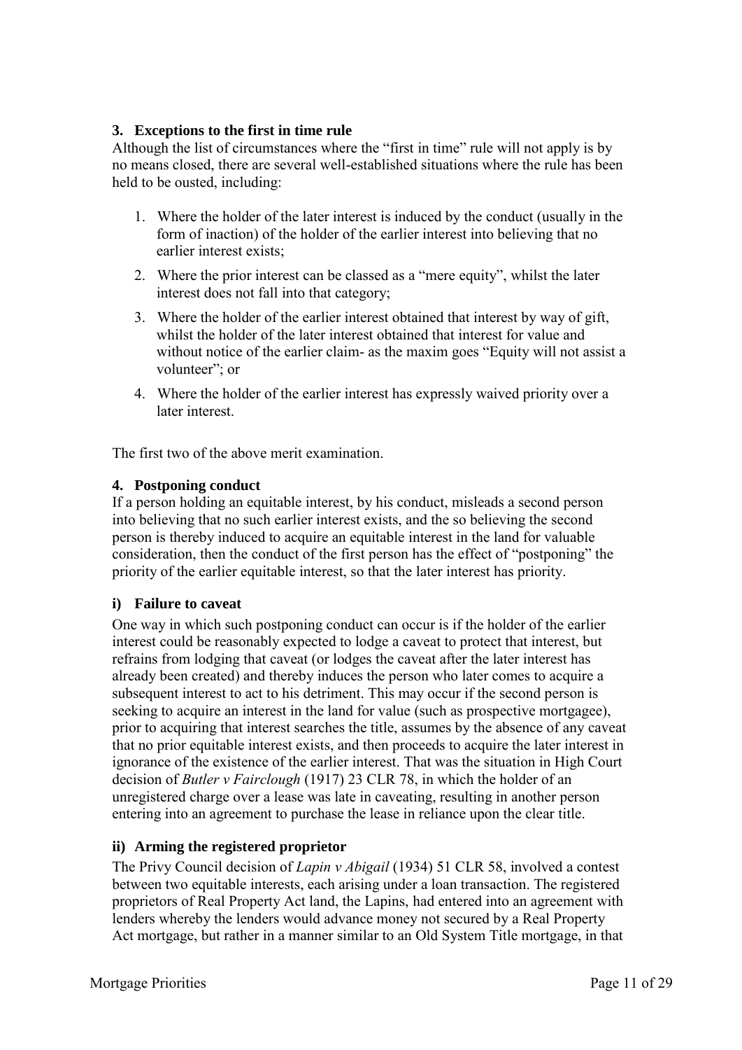## 3. Exceptions to the first in time rule

Although the list of circumstances where the "first in time" rule will not apply is by no means closed, there are several well-established situations where the rule has been held to be ousted, including:

1. Where the holder of the later interest is induced by the conduct (usually in the form of inaction) of the holder of the earlier interest into believing that no earlier interest exists;
2. Where the prior interest can be classed as a "mere equity", whilst the later interest does not fall into that category;
3. Where the holder of the earlier interest obtained that interest by way of gift, whilst the holder of the later interest obtained that interest for value and without notice of the earlier claim- as the maxim goes "Equity will not assist a volunteer"; or
4. Where the holder of the earlier interest has expressly waived priority over a later interest.

The first two of the above merit examination.

## 4. Postponing conduct

If a person holding an equitable interest, by his conduct, misleads a second person into believing that no such earlier interest exists, and the so believing the second person is thereby induced to acquire an equitable interest in the land for valuable consideration, then the conduct of the first person has the effect of "postponing" the priority of the earlier equitable interest, so that the later interest has priority.

### i) Failure to caveat

One way in which such postponing conduct can occur is if the holder of the earlier interest could be reasonably expected to lodge a caveat to protect that interest, but refrains from lodging that caveat (or lodges the caveat after the later interest has already been created) and thereby induces the person who later comes to acquire a subsequent interest to act to his detriment. This may occur if the second person is seeking to acquire an interest in the land for value (such as prospective mortgagee), prior to acquiring that interest searches the title, assumes by the absence of any caveat that no prior equitable interest exists, and then proceeds to acquire the later interest in ignorance of the existence of the earlier interest. That was the situation in High Court decision of *Butler v Fairclough* (1917) 23 CLR 78, in which the holder of an unregistered charge over a lease was late in caveating, resulting in another person entering into an agreement to purchase the lease in reliance upon the clear title.

### ii) Arming the registered proprietor

The Privy Council decision of *Lapin v Abigail* (1934) 51 CLR 58, involved a contest between two equitable interests, each arising under a loan transaction. The registered proprietors of Real Property Act land, the Lapins, had entered into an agreement with lenders whereby the lenders would advance money not secured by a Real Property Act mortgage, but rather in a manner similar to an Old System Title mortgage, in that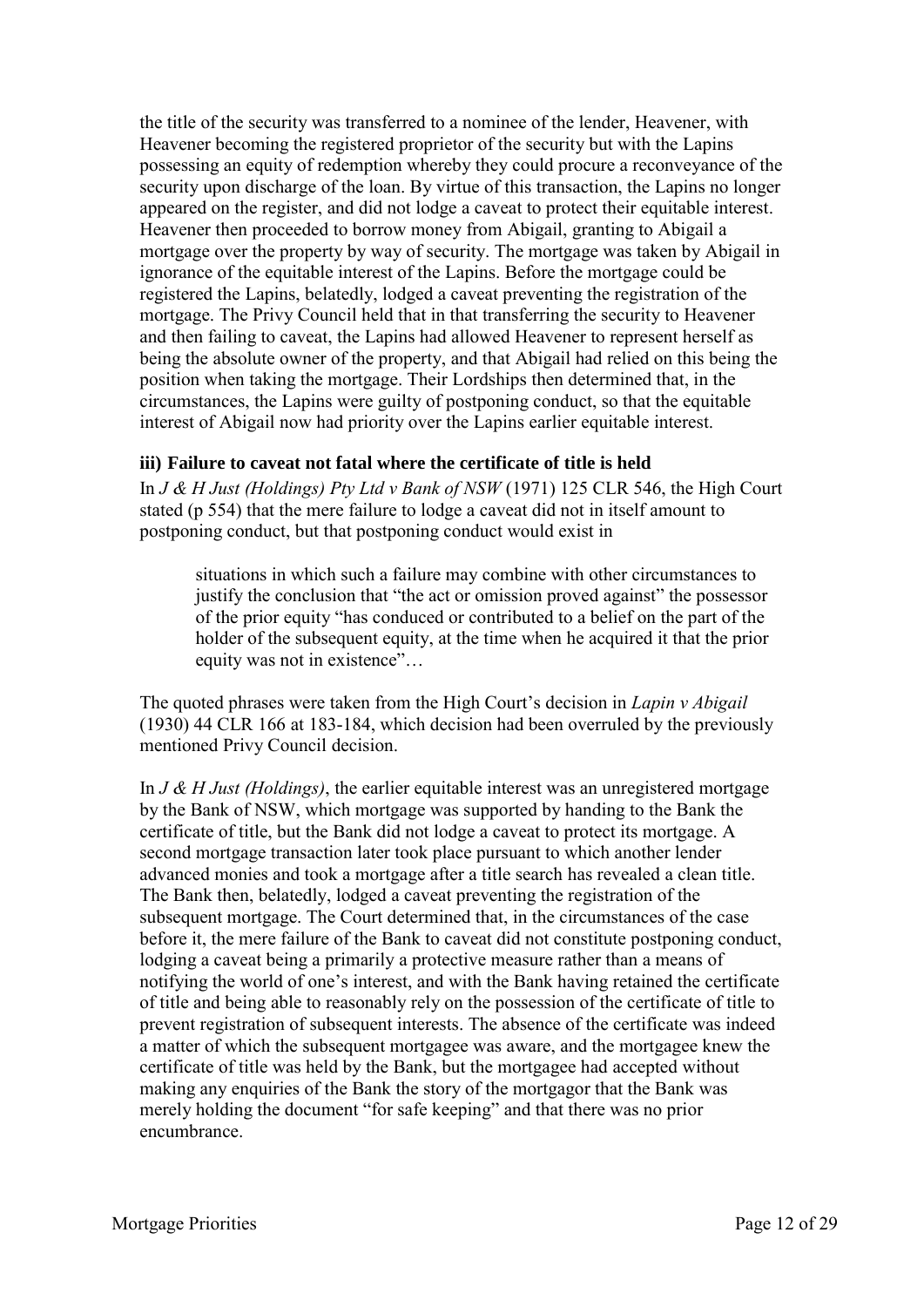the title of the security was transferred to a nominee of the lender, Heavener, with Heavener becoming the registered proprietor of the security but with the Lapins possessing an equity of redemption whereby they could procure a reconveyance of the security upon discharge of the loan. By virtue of this transaction, the Lapins no longer appeared on the register, and did not lodge a caveat to protect their equitable interest. Heavener then proceeded to borrow money from Abigail, granting to Abigail a mortgage over the property by way of security. The mortgage was taken by Abigail in ignorance of the equitable interest of the Lapins. Before the mortgage could be registered the Lapins, belatedly, lodged a caveat preventing the registration of the mortgage. The Privy Council held that in that transferring the security to Heavener and then failing to caveat, the Lapins had allowed Heavener to represent herself as being the absolute owner of the property, and that Abigail had relied on this being the position when taking the mortgage. Their Lordships then determined that, in the circumstances, the Lapins were guilty of postponing conduct, so that the equitable interest of Abigail now had priority over the Lapins earlier equitable interest.

### iii) Failure to caveat not fatal where the certificate of title is held

In *J & H Just (Holdings) Pty Ltd v Bank of NSW* (1971) 125 CLR 546, the High Court stated (p 554) that the mere failure to lodge a caveat did not in itself amount to postponing conduct, but that postponing conduct would exist in

> situations in which such a failure may combine with other circumstances to justify the conclusion that "the act or omission proved against" the possessor of the prior equity "has conduced or contributed to a belief on the part of the holder of the subsequent equity, at the time when he acquired it that the prior equity was not in existence"…

The quoted phrases were taken from the High Court's decision in *Lapin v Abigail* (1930) 44 CLR 166 at 183-184, which decision had been overruled by the previously mentioned Privy Council decision.

In *J & H Just (Holdings)*, the earlier equitable interest was an unregistered mortgage by the Bank of NSW, which mortgage was supported by handing to the Bank the certificate of title, but the Bank did not lodge a caveat to protect its mortgage. A second mortgage transaction later took place pursuant to which another lender advanced monies and took a mortgage after a title search has revealed a clean title. The Bank then, belatedly, lodged a caveat preventing the registration of the subsequent mortgage. The Court determined that, in the circumstances of the case before it, the mere failure of the Bank to caveat did not constitute postponing conduct, lodging a caveat being a primarily a protective measure rather than a means of notifying the world of one's interest, and with the Bank having retained the certificate of title and being able to reasonably rely on the possession of the certificate of title to prevent registration of subsequent interests. The absence of the certificate was indeed a matter of which the subsequent mortgagee was aware, and the mortgagee knew the certificate of title was held by the Bank, but the mortgagee had accepted without making any enquiries of the Bank the story of the mortgagor that the Bank was merely holding the document "for safe keeping" and that there was no prior encumbrance.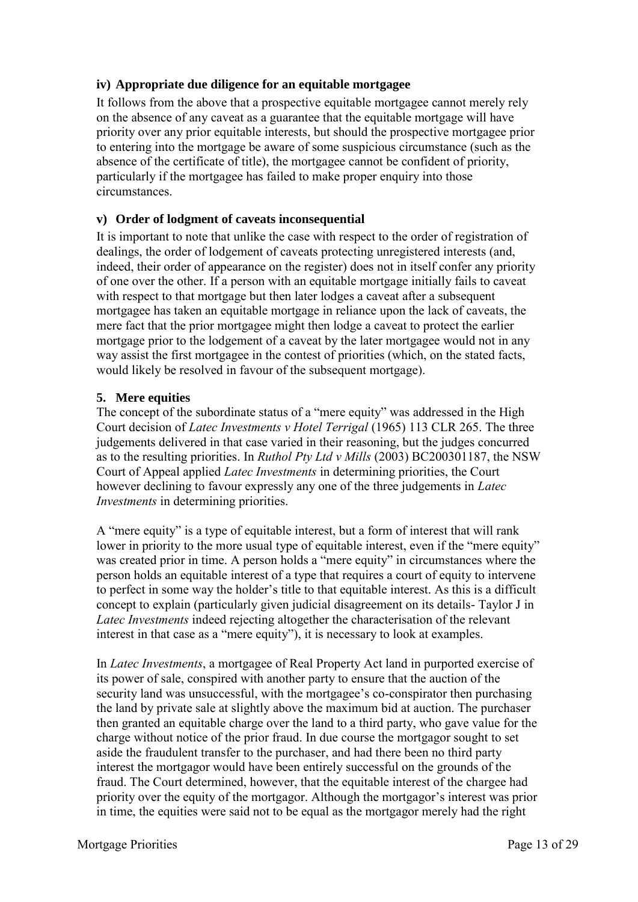### iv) Appropriate due diligence for an equitable mortgagee

It follows from the above that a prospective equitable mortgagee cannot merely rely on the absence of any caveat as a guarantee that the equitable mortgage will have priority over any prior equitable interests, but should the prospective mortgagee prior to entering into the mortgage be aware of some suspicious circumstance (such as the absence of the certificate of title), the mortgagee cannot be confident of priority, particularly if the mortgagee has failed to make proper enquiry into those circumstances.

### v) Order of lodgment of caveats inconsequential

It is important to note that unlike the case with respect to the order of registration of dealings, the order of lodgement of caveats protecting unregistered interests (and, indeed, their order of appearance on the register) does not in itself confer any priority of one over the other. If a person with an equitable mortgage initially fails to caveat with respect to that mortgage but then later lodges a caveat after a subsequent mortgagee has taken an equitable mortgage in reliance upon the lack of caveats, the mere fact that the prior mortgagee might then lodge a caveat to protect the earlier mortgage prior to the lodgement of a caveat by the later mortgagee would not in any way assist the first mortgagee in the contest of priorities (which, on the stated facts, would likely be resolved in favour of the subsequent mortgage).

## 5. Mere equities

The concept of the subordinate status of a "mere equity" was addressed in the High Court decision of *Latec Investments v Hotel Terrigal* (1965) 113 CLR 265. The three judgements delivered in that case varied in their reasoning, but the judges concurred as to the resulting priorities. In *Ruthol Pty Ltd v Mills* (2003) BC200301187, the NSW Court of Appeal applied *Latec Investments* in determining priorities, the Court however declining to favour expressly any one of the three judgements in *Latec Investments* in determining priorities.

A "mere equity" is a type of equitable interest, but a form of interest that will rank lower in priority to the more usual type of equitable interest, even if the "mere equity" was created prior in time. A person holds a "mere equity" in circumstances where the person holds an equitable interest of a type that requires a court of equity to intervene to perfect in some way the holder's title to that equitable interest. As this is a difficult concept to explain (particularly given judicial disagreement on its details- Taylor J in *Latec Investments* indeed rejecting altogether the characterisation of the relevant interest in that case as a "mere equity"), it is necessary to look at examples.

In *Latec Investments*, a mortgagee of Real Property Act land in purported exercise of its power of sale, conspired with another party to ensure that the auction of the security land was unsuccessful, with the mortgagee's co-conspirator then purchasing the land by private sale at slightly above the maximum bid at auction. The purchaser then granted an equitable charge over the land to a third party, who gave value for the charge without notice of the prior fraud. In due course the mortgagor sought to set aside the fraudulent transfer to the purchaser, and had there been no third party interest the mortgagor would have been entirely successful on the grounds of the fraud. The Court determined, however, that the equitable interest of the chargee had priority over the equity of the mortgagor. Although the mortgagor's interest was prior in time, the equities were said not to be equal as the mortgagor merely had the right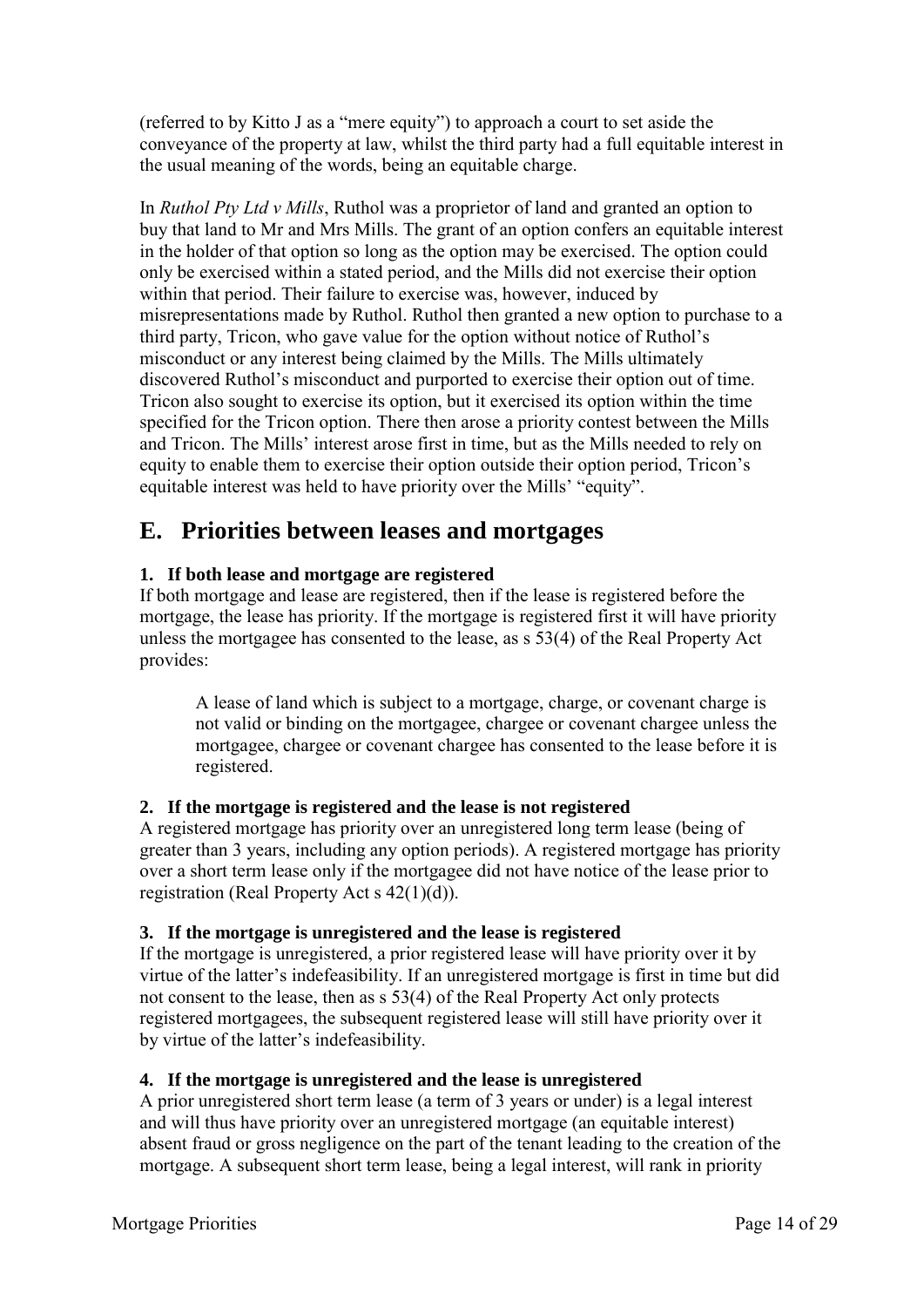(referred to by Kitto J as a "mere equity") to approach a court to set aside the conveyance of the property at law, whilst the third party had a full equitable interest in the usual meaning of the words, being an equitable charge.

In *Ruthol Pty Ltd v Mills*, Ruthol was a proprietor of land and granted an option to buy that land to Mr and Mrs Mills. The grant of an option confers an equitable interest in the holder of that option so long as the option may be exercised. The option could only be exercised within a stated period, and the Mills did not exercise their option within that period. Their failure to exercise was, however, induced by misrepresentations made by Ruthol. Ruthol then granted a new option to purchase to a third party, Tricon, who gave value for the option without notice of Ruthol's misconduct or any interest being claimed by the Mills. The Mills ultimately discovered Ruthol's misconduct and purported to exercise their option out of time. Tricon also sought to exercise its option, but it exercised its option within the time specified for the Tricon option. There then arose a priority contest between the Mills and Tricon. The Mills' interest arose first in time, but as the Mills needed to rely on equity to enable them to exercise their option outside their option period, Tricon's equitable interest was held to have priority over the Mills' "equity".

## E. Priorities between leases and mortgages

### 1. If both lease and mortgage are registered

If both mortgage and lease are registered, then if the lease is registered before the mortgage, the lease has priority. If the mortgage is registered first it will have priority unless the mortgagee has consented to the lease, as s 53(4) of the Real Property Act provides:

> A lease of land which is subject to a mortgage, charge, or covenant charge is not valid or binding on the mortgagee, chargee or covenant chargee unless the mortgagee, chargee or covenant chargee has consented to the lease before it is registered.

### 2. If the mortgage is registered and the lease is not registered

A registered mortgage has priority over an unregistered long term lease (being of greater than 3 years, including any option periods). A registered mortgage has priority over a short term lease only if the mortgagee did not have notice of the lease prior to registration (Real Property Act s 42(1)(d)).

### 3. If the mortgage is unregistered and the lease is registered

If the mortgage is unregistered, a prior registered lease will have priority over it by virtue of the latter's indefeasibility. If an unregistered mortgage is first in time but did not consent to the lease, then as s 53(4) of the Real Property Act only protects registered mortgagees, the subsequent registered lease will still have priority over it by virtue of the latter's indefeasibility.

### 4. If the mortgage is unregistered and the lease is unregistered

A prior unregistered short term lease (a term of 3 years or under) is a legal interest and will thus have priority over an unregistered mortgage (an equitable interest) absent fraud or gross negligence on the part of the tenant leading to the creation of the mortgage. A subsequent short term lease, being a legal interest, will rank in priority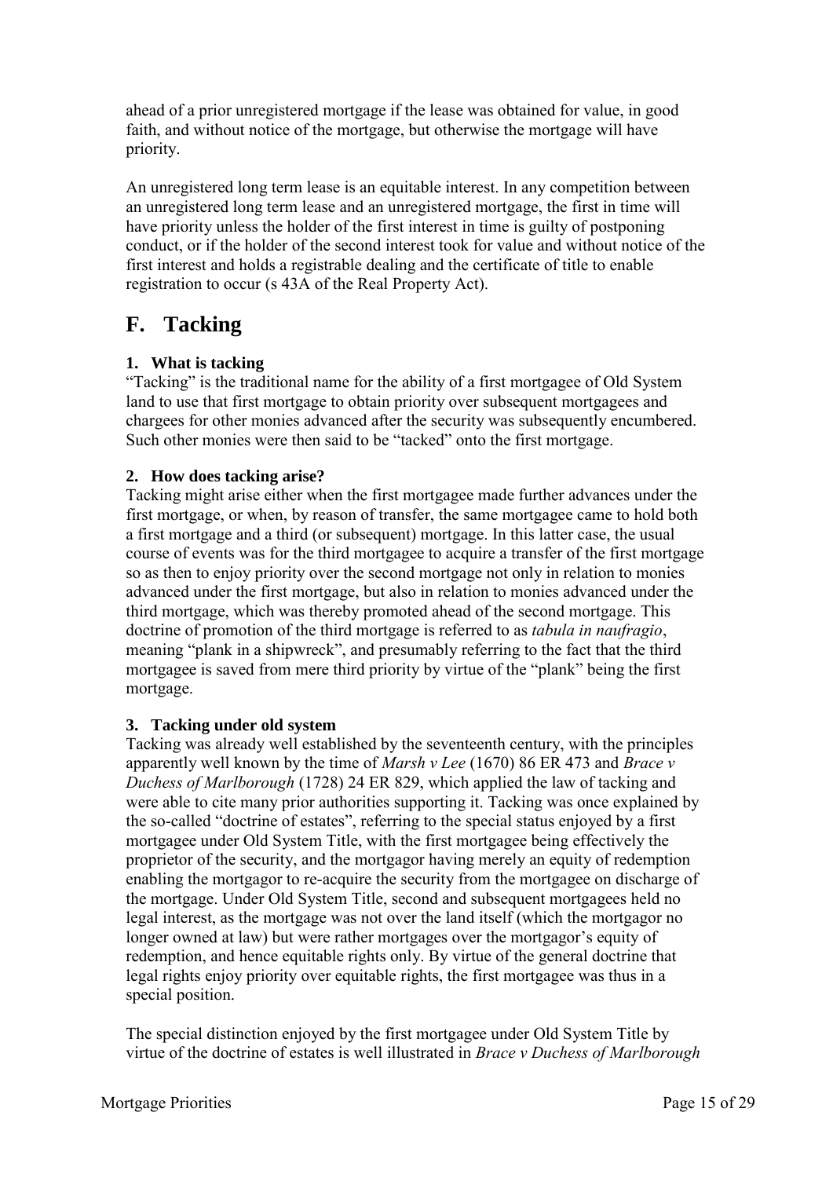ahead of a prior unregistered mortgage if the lease was obtained for value, in good faith, and without notice of the mortgage, but otherwise the mortgage will have priority.

An unregistered long term lease is an equitable interest. In any competition between an unregistered long term lease and an unregistered mortgage, the first in time will have priority unless the holder of the first interest in time is guilty of postponing conduct, or if the holder of the second interest took for value and without notice of the first interest and holds a registrable dealing and the certificate of title to enable registration to occur (s 43A of the Real Property Act).

## F. Tacking

### 1. What is tacking

"Tacking" is the traditional name for the ability of a first mortgagee of Old System land to use that first mortgage to obtain priority over subsequent mortgagees and chargees for other monies advanced after the security was subsequently encumbered. Such other monies were then said to be "tacked" onto the first mortgage.

### 2. How does tacking arise?

Tacking might arise either when the first mortgagee made further advances under the first mortgage, or when, by reason of transfer, the same mortgagee came to hold both a first mortgage and a third (or subsequent) mortgage. In this latter case, the usual course of events was for the third mortgagee to acquire a transfer of the first mortgage so as then to enjoy priority over the second mortgage not only in relation to monies advanced under the first mortgage, but also in relation to monies advanced under the third mortgage, which was thereby promoted ahead of the second mortgage. This doctrine of promotion of the third mortgage is referred to as *tabula in naufragio*, meaning "plank in a shipwreck", and presumably referring to the fact that the third mortgagee is saved from mere third priority by virtue of the "plank" being the first mortgage.

### 3. Tacking under old system

Tacking was already well established by the seventeenth century, with the principles apparently well known by the time of *Marsh v Lee* (1670) 86 ER 473 and *Brace v Duchess of Marlborough* (1728) 24 ER 829, which applied the law of tacking and were able to cite many prior authorities supporting it. Tacking was once explained by the so-called "doctrine of estates", referring to the special status enjoyed by a first mortgagee under Old System Title, with the first mortgagee being effectively the proprietor of the security, and the mortgagor having merely an equity of redemption enabling the mortgagor to re-acquire the security from the mortgagee on discharge of the mortgage. Under Old System Title, second and subsequent mortgagees held no legal interest, as the mortgage was not over the land itself (which the mortgagor no longer owned at law) but were rather mortgages over the mortgagor's equity of redemption, and hence equitable rights only. By virtue of the general doctrine that legal rights enjoy priority over equitable rights, the first mortgagee was thus in a special position.

The special distinction enjoyed by the first mortgagee under Old System Title by virtue of the doctrine of estates is well illustrated in *Brace v Duchess of Marlborough*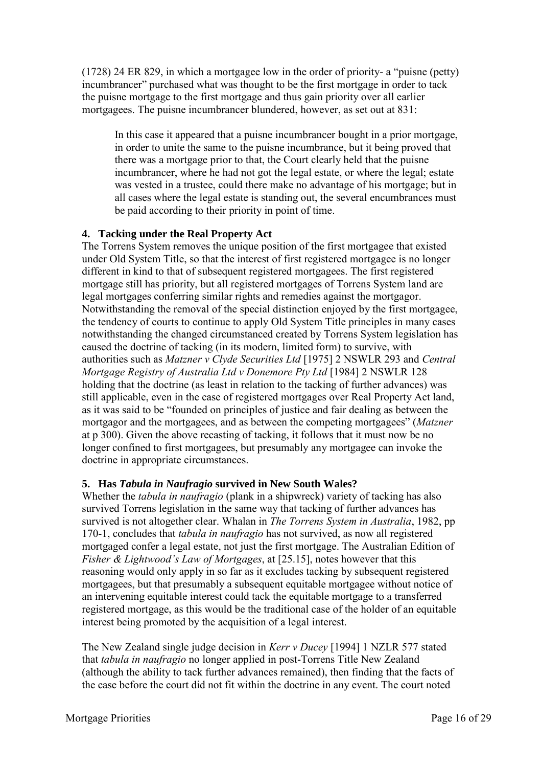(1728) 24 ER 829, in which a mortgagee low in the order of priority- a "puisne (petty) incumbrancer" purchased what was thought to be the first mortgage in order to tack the puisne mortgage to the first mortgage and thus gain priority over all earlier mortgagees. The puisne incumbrancer blundered, however, as set out at 831:

> In this case it appeared that a puisne incumbrancer bought in a prior mortgage, in order to unite the same to the puisne incumbrance, but it being proved that there was a mortgage prior to that, the Court clearly held that the puisne incumbrancer, where he had not got the legal estate, or where the legal; estate was vested in a trustee, could there make no advantage of his mortgage; but in all cases where the legal estate is standing out, the several encumbrances must be paid according to their priority in point of time.

## 4. Tacking under the Real Property Act

The Torrens System removes the unique position of the first mortgagee that existed under Old System Title, so that the interest of first registered mortgagee is no longer different in kind to that of subsequent registered mortgagees. The first registered mortgage still has priority, but all registered mortgages of Torrens System land are legal mortgages conferring similar rights and remedies against the mortgagor. Notwithstanding the removal of the special distinction enjoyed by the first mortgagee, the tendency of courts to continue to apply Old System Title principles in many cases notwithstanding the changed circumstanced created by Torrens System legislation has caused the doctrine of tacking (in its modern, limited form) to survive, with authorities such as *Matzner v Clyde Securities Ltd* [1975] 2 NSWLR 293 and *Central Mortgage Registry of Australia Ltd v Donemore Pty Ltd* [1984] 2 NSWLR 128 holding that the doctrine (as least in relation to the tacking of further advances) was still applicable, even in the case of registered mortgages over Real Property Act land, as it was said to be "founded on principles of justice and fair dealing as between the mortgagor and the mortgagees, and as between the competing mortgagees" (*Matzner* at p 300). Given the above recasting of tacking, it follows that it must now be no longer confined to first mortgagees, but presumably any mortgagee can invoke the doctrine in appropriate circumstances.

## 5. Has *Tabula in Naufragio* survived in New South Wales?

Whether the *tabula in naufragio* (plank in a shipwreck) variety of tacking has also survived Torrens legislation in the same way that tacking of further advances has survived is not altogether clear. Whalan in *The Torrens System in Australia*, 1982, pp 170-1, concludes that *tabula in naufragio* has not survived, as now all registered mortgaged confer a legal estate, not just the first mortgage. The Australian Edition of *Fisher & Lightwood's Law of Mortgages*, at [25.15], notes however that this reasoning would only apply in so far as it excludes tacking by subsequent registered mortgagees, but that presumably a subsequent equitable mortgagee without notice of an intervening equitable interest could tack the equitable mortgage to a transferred registered mortgage, as this would be the traditional case of the holder of an equitable interest being promoted by the acquisition of a legal interest.

The New Zealand single judge decision in *Kerr v Ducey* [1994] 1 NZLR 577 stated that *tabula in naufragio* no longer applied in post-Torrens Title New Zealand (although the ability to tack further advances remained), then finding that the facts of the case before the court did not fit within the doctrine in any event. The court noted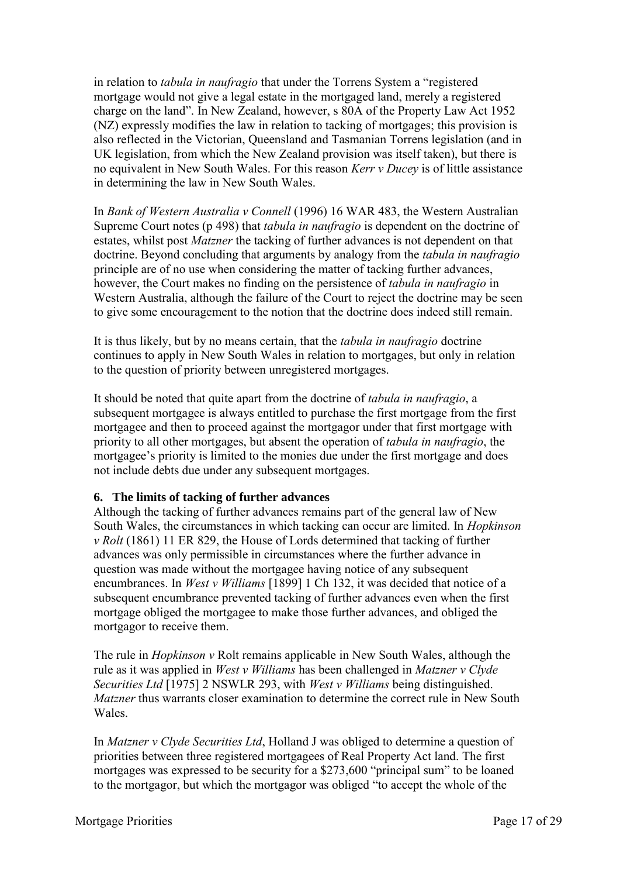in relation to *tabula in naufragio* that under the Torrens System a "registered mortgage would not give a legal estate in the mortgaged land, merely a registered charge on the land". In New Zealand, however, s 80A of the Property Law Act 1952 (NZ) expressly modifies the law in relation to tacking of mortgages; this provision is also reflected in the Victorian, Queensland and Tasmanian Torrens legislation (and in UK legislation, from which the New Zealand provision was itself taken), but there is no equivalent in New South Wales. For this reason *Kerr v Ducey* is of little assistance in determining the law in New South Wales.

In *Bank of Western Australia v Connell* (1996) 16 WAR 483, the Western Australian Supreme Court notes (p 498) that *tabula in naufragio* is dependent on the doctrine of estates, whilst post *Matzner* the tacking of further advances is not dependent on that doctrine. Beyond concluding that arguments by analogy from the *tabula in naufragio* principle are of no use when considering the matter of tacking further advances, however, the Court makes no finding on the persistence of *tabula in naufragio* in Western Australia, although the failure of the Court to reject the doctrine may be seen to give some encouragement to the notion that the doctrine does indeed still remain.

It is thus likely, but by no means certain, that the *tabula in naufragio* doctrine continues to apply in New South Wales in relation to mortgages, but only in relation to the question of priority between unregistered mortgages.

It should be noted that quite apart from the doctrine of *tabula in naufragio*, a subsequent mortgagee is always entitled to purchase the first mortgage from the first mortgagee and then to proceed against the mortgagor under that first mortgage with priority to all other mortgages, but absent the operation of *tabula in naufragio*, the mortgagee's priority is limited to the monies due under the first mortgage and does not include debts due under any subsequent mortgages.

## 6. The limits of tacking of further advances

Although the tacking of further advances remains part of the general law of New South Wales, the circumstances in which tacking can occur are limited. In *Hopkinson v Rolt* (1861) 11 ER 829, the House of Lords determined that tacking of further advances was only permissible in circumstances where the further advance in question was made without the mortgagee having notice of any subsequent encumbrances. In *West v Williams* [1899] 1 Ch 132, it was decided that notice of a subsequent encumbrance prevented tacking of further advances even when the first mortgage obliged the mortgagee to make those further advances, and obliged the mortgagor to receive them.

The rule in *Hopkinson v* Rolt remains applicable in New South Wales, although the rule as it was applied in *West v Williams* has been challenged in *Matzner v Clyde Securities Ltd* [1975] 2 NSWLR 293, with *West v Williams* being distinguished. *Matzner* thus warrants closer examination to determine the correct rule in New South Wales.

In *Matzner v Clyde Securities Ltd*, Holland J was obliged to determine a question of priorities between three registered mortgagees of Real Property Act land. The first mortgages was expressed to be security for a $273,600 "principal sum" to be loaned to the mortgagor, but which the mortgagor was obliged "to accept the whole of the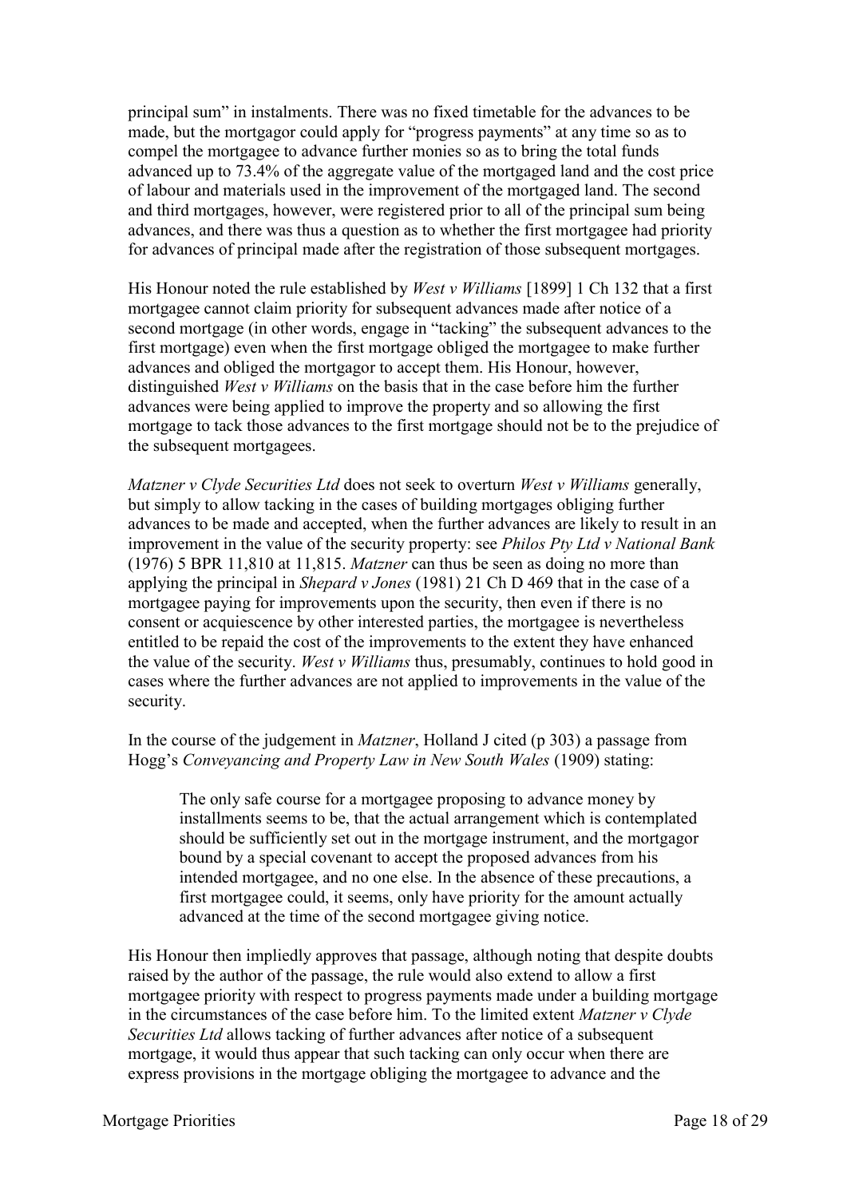principal sum" in instalments. There was no fixed timetable for the advances to be made, but the mortgagor could apply for "progress payments" at any time so as to compel the mortgagee to advance further monies so as to bring the total funds advanced up to 73.4% of the aggregate value of the mortgaged land and the cost price of labour and materials used in the improvement of the mortgaged land. The second and third mortgages, however, were registered prior to all of the principal sum being advances, and there was thus a question as to whether the first mortgagee had priority for advances of principal made after the registration of those subsequent mortgages.

His Honour noted the rule established by *West v Williams* [1899] 1 Ch 132 that a first mortgagee cannot claim priority for subsequent advances made after notice of a second mortgage (in other words, engage in "tacking" the subsequent advances to the first mortgage) even when the first mortgage obliged the mortgagee to make further advances and obliged the mortgagor to accept them. His Honour, however, distinguished *West v Williams* on the basis that in the case before him the further advances were being applied to improve the property and so allowing the first mortgage to tack those advances to the first mortgage should not be to the prejudice of the subsequent mortgagees.

*Matzner v Clyde Securities Ltd* does not seek to overturn *West v Williams* generally, but simply to allow tacking in the cases of building mortgages obliging further advances to be made and accepted, when the further advances are likely to result in an improvement in the value of the security property: see *Philos Pty Ltd v National Bank* (1976) 5 BPR 11,810 at 11,815. *Matzner* can thus be seen as doing no more than applying the principal in *Shepard v Jones* (1981) 21 Ch D 469 that in the case of a mortgagee paying for improvements upon the security, then even if there is no consent or acquiescence by other interested parties, the mortgagee is nevertheless entitled to be repaid the cost of the improvements to the extent they have enhanced the value of the security. *West v Williams* thus, presumably, continues to hold good in cases where the further advances are not applied to improvements in the value of the security.

In the course of the judgement in *Matzner*, Holland J cited (p 303) a passage from Hogg's *Conveyancing and Property Law in New South Wales* (1909) stating:

> The only safe course for a mortgagee proposing to advance money by installments seems to be, that the actual arrangement which is contemplated should be sufficiently set out in the mortgage instrument, and the mortgagor bound by a special covenant to accept the proposed advances from his intended mortgagee, and no one else. In the absence of these precautions, a first mortgagee could, it seems, only have priority for the amount actually advanced at the time of the second mortgagee giving notice.

His Honour then impliedly approves that passage, although noting that despite doubts raised by the author of the passage, the rule would also extend to allow a first mortgagee priority with respect to progress payments made under a building mortgage in the circumstances of the case before him. To the limited extent *Matzner v Clyde Securities Ltd* allows tacking of further advances after notice of a subsequent mortgage, it would thus appear that such tacking can only occur when there are express provisions in the mortgage obliging the mortgagee to advance and the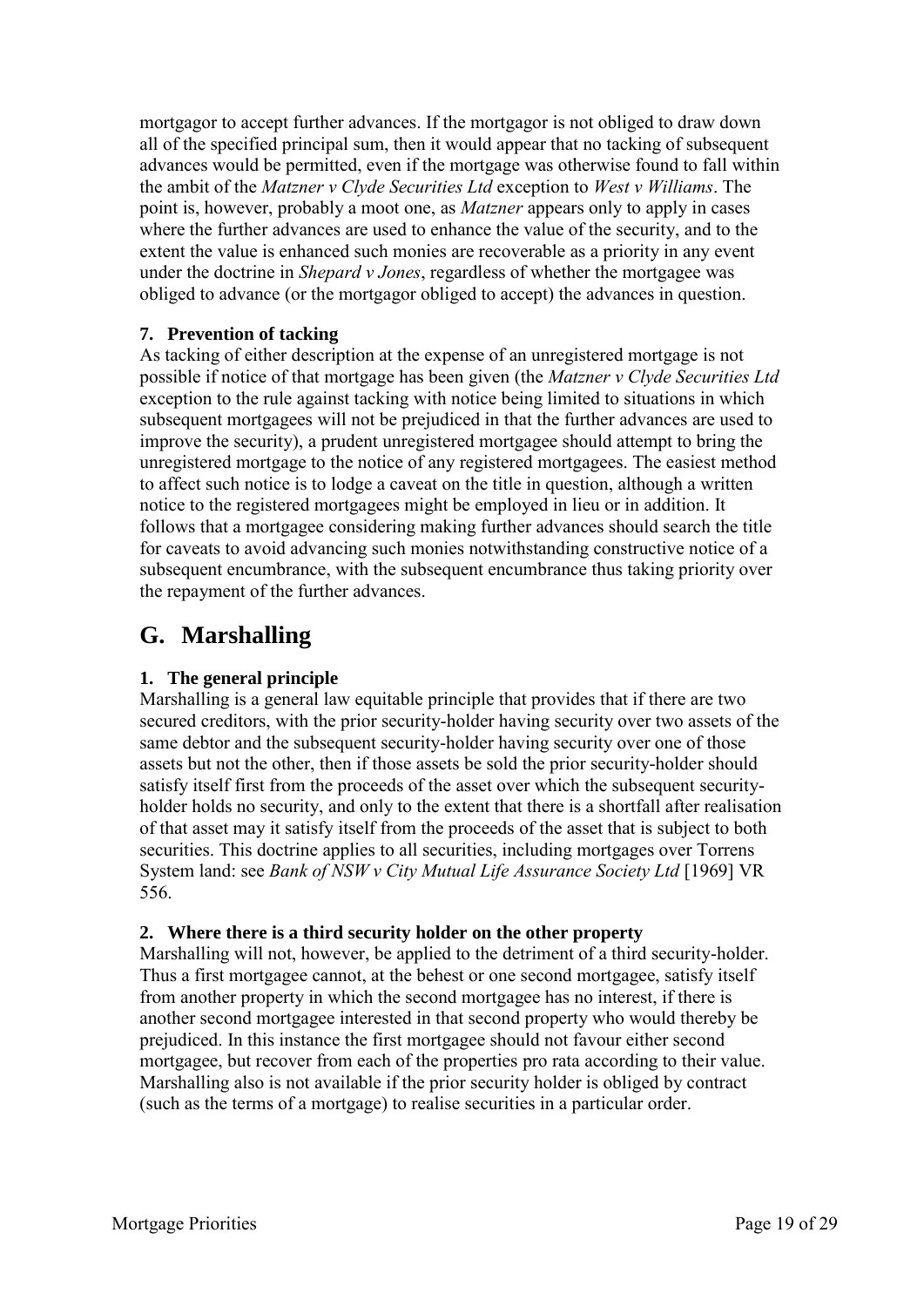mortgagor to accept further advances. If the mortgagor is not obliged to draw down all of the specified principal sum, then it would appear that no tacking of subsequent advances would be permitted, even if the mortgage was otherwise found to fall within the ambit of the *Matzner v Clyde Securities Ltd* exception to *West v Williams*. The point is, however, probably a moot one, as *Matzner* appears only to apply in cases where the further advances are used to enhance the value of the security, and to the extent the value is enhanced such monies are recoverable as a priority in any event under the doctrine in *Shepard v Jones*, regardless of whether the mortgagee was obliged to advance (or the mortgagor obliged to accept) the advances in question.

### 7. Prevention of tacking

As tacking of either description at the expense of an unregistered mortgage is not possible if notice of that mortgage has been given (the *Matzner v Clyde Securities Ltd* exception to the rule against tacking with notice being limited to situations in which subsequent mortgagees will not be prejudiced in that the further advances are used to improve the security), a prudent unregistered mortgagee should attempt to bring the unregistered mortgage to the notice of any registered mortgagees. The easiest method to affect such notice is to lodge a caveat on the title in question, although a written notice to the registered mortgagees might be employed in lieu or in addition. It follows that a mortgagee considering making further advances should search the title for caveats to avoid advancing such monies notwithstanding constructive notice of a subsequent encumbrance, with the subsequent encumbrance thus taking priority over the repayment of the further advances.

## G. Marshalling

### 1. The general principle

Marshalling is a general law equitable principle that provides that if there are two secured creditors, with the prior security-holder having security over two assets of the same debtor and the subsequent security-holder having security over one of those assets but not the other, then if those assets be sold the prior security-holder should satisfy itself first from the proceeds of the asset over which the subsequent security-holder holds no security, and only to the extent that there is a shortfall after realisation of that asset may it satisfy itself from the proceeds of the asset that is subject to both securities. This doctrine applies to all securities, including mortgages over Torrens System land: see *Bank of NSW v City Mutual Life Assurance Society Ltd* [1969] VR 556.

### 2. Where there is a third security holder on the other property

Marshalling will not, however, be applied to the detriment of a third security-holder. Thus a first mortgagee cannot, at the behest or one second mortgagee, satisfy itself from another property in which the second mortgagee has no interest, if there is another second mortgagee interested in that second property who would thereby be prejudiced. In this instance the first mortgagee should not favour either second mortgagee, but recover from each of the properties pro rata according to their value. Marshalling also is not available if the prior security holder is obliged by contract (such as the terms of a mortgage) to realise securities in a particular order.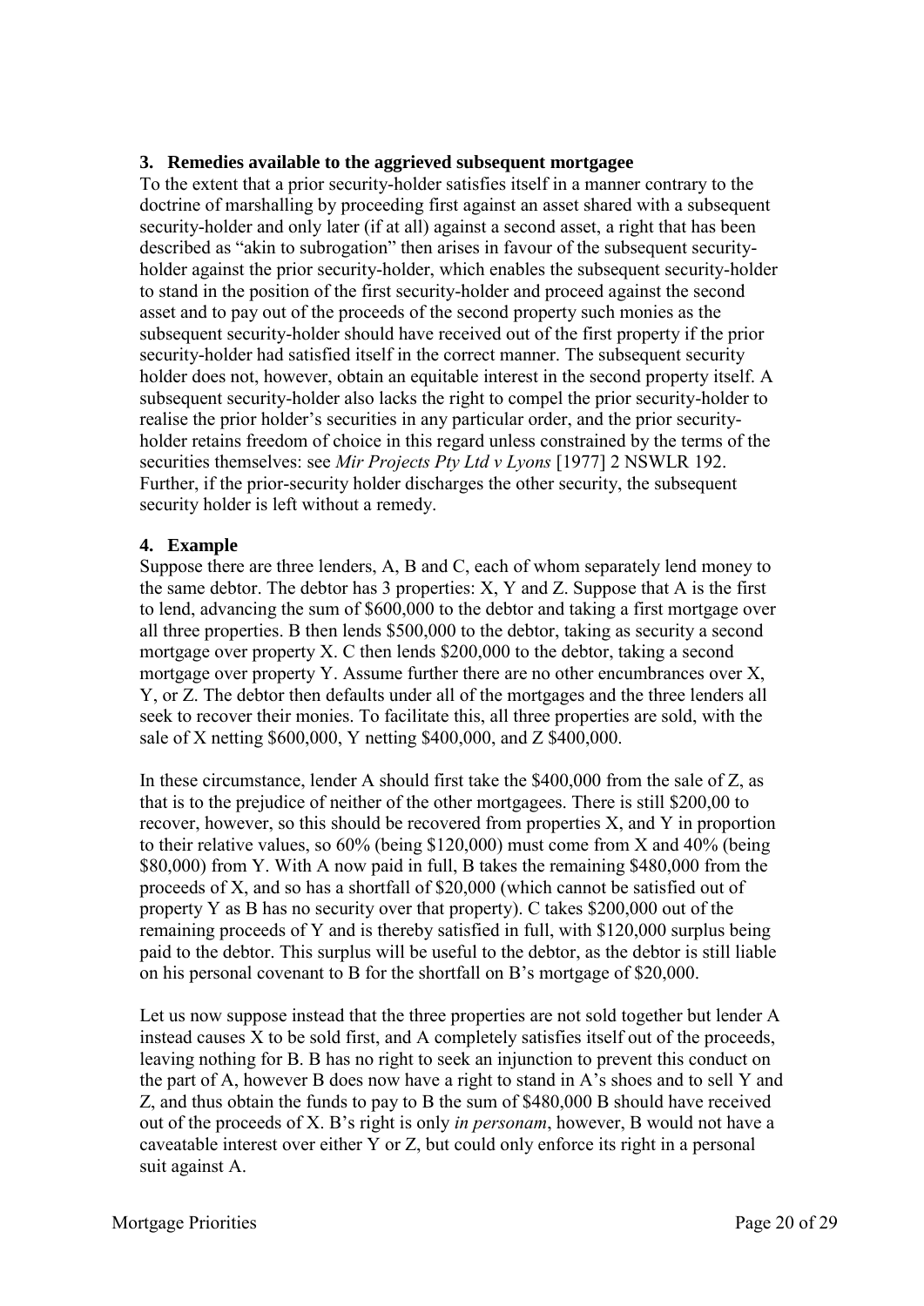## 3. Remedies available to the aggrieved subsequent mortgagee

To the extent that a prior security-holder satisfies itself in a manner contrary to the doctrine of marshalling by proceeding first against an asset shared with a subsequent security-holder and only later (if at all) against a second asset, a right that has been described as "akin to subrogation" then arises in favour of the subsequent security-holder against the prior security-holder, which enables the subsequent security-holder to stand in the position of the first security-holder and proceed against the second asset and to pay out of the proceeds of the second property such monies as the subsequent security-holder should have received out of the first property if the prior security-holder had satisfied itself in the correct manner. The subsequent security holder does not, however, obtain an equitable interest in the second property itself. A subsequent security-holder also lacks the right to compel the prior security-holder to realise the prior holder's securities in any particular order, and the prior security-holder retains freedom of choice in this regard unless constrained by the terms of the securities themselves: see *Mir Projects Pty Ltd v Lyons* [1977] 2 NSWLR 192. Further, if the prior-security holder discharges the other security, the subsequent security holder is left without a remedy.

## 4. Example

Suppose there are three lenders, A, B and C, each of whom separately lend money to the same debtor. The debtor has 3 properties: X, Y and Z. Suppose that A is the first to lend, advancing the sum of $600,000 to the debtor and taking a first mortgage over all three properties. B then lends $500,000 to the debtor, taking as security a second mortgage over property X. C then lends $200,000 to the debtor, taking a second mortgage over property Y. Assume further there are no other encumbrances over X, Y, or Z. The debtor then defaults under all of the mortgages and the three lenders all seek to recover their monies. To facilitate this, all three properties are sold, with the sale of X netting $600,000, Y netting $400,000, and Z $400,000.

In these circumstance, lender A should first take the $400,000 from the sale of Z, as that is to the prejudice of neither of the other mortgagees. There is still $200,00 to recover, however, so this should be recovered from properties X, and Y in proportion to their relative values, so 60% (being $120,000) must come from X and 40% (being $80,000) from Y. With A now paid in full, B takes the remaining $480,000 from the proceeds of X, and so has a shortfall of $20,000 (which cannot be satisfied out of property Y as B has no security over that property). C takes $200,000 out of the remaining proceeds of Y and is thereby satisfied in full, with $120,000 surplus being paid to the debtor. This surplus will be useful to the debtor, as the debtor is still liable on his personal covenant to B for the shortfall on B's mortgage of $20,000.

Let us now suppose instead that the three properties are not sold together but lender A instead causes X to be sold first, and A completely satisfies itself out of the proceeds, leaving nothing for B. B has no right to seek an injunction to prevent this conduct on the part of A, however B does now have a right to stand in A's shoes and to sell Y and Z, and thus obtain the funds to pay to B the sum of $480,000 B should have received out of the proceeds of X. B's right is only *in personam*, however, B would not have a caveatable interest over either Y or Z, but could only enforce its right in a personal suit against A.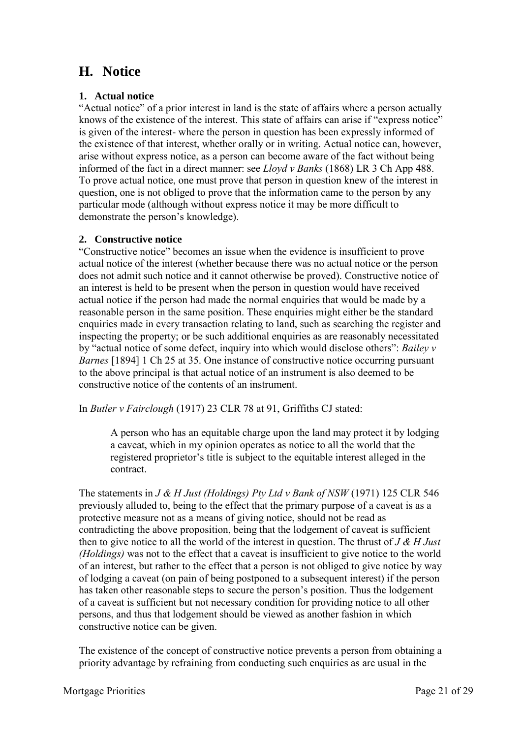## H. Notice

### 1. Actual notice

"Actual notice" of a prior interest in land is the state of affairs where a person actually knows of the existence of the interest. This state of affairs can arise if "express notice" is given of the interest- where the person in question has been expressly informed of the existence of that interest, whether orally or in writing. Actual notice can, however, arise without express notice, as a person can become aware of the fact without being informed of the fact in a direct manner: see *Lloyd v Banks* (1868) LR 3 Ch App 488. To prove actual notice, one must prove that person in question knew of the interest in question, one is not obliged to prove that the information came to the person by any particular mode (although without express notice it may be more difficult to demonstrate the person's knowledge).

### 2. Constructive notice

"Constructive notice" becomes an issue when the evidence is insufficient to prove actual notice of the interest (whether because there was no actual notice or the person does not admit such notice and it cannot otherwise be proved). Constructive notice of an interest is held to be present when the person in question would have received actual notice if the person had made the normal enquiries that would be made by a reasonable person in the same position. These enquiries might either be the standard enquiries made in every transaction relating to land, such as searching the register and inspecting the property; or be such additional enquiries as are reasonably necessitated by "actual notice of some defect, inquiry into which would disclose others": *Bailey v Barnes* [1894] 1 Ch 25 at 35. One instance of constructive notice occurring pursuant to the above principal is that actual notice of an instrument is also deemed to be constructive notice of the contents of an instrument.

In *Butler v Fairclough* (1917) 23 CLR 78 at 91, Griffiths CJ stated:

> A person who has an equitable charge upon the land may protect it by lodging a caveat, which in my opinion operates as notice to all the world that the registered proprietor's title is subject to the equitable interest alleged in the contract.

The statements in *J & H Just (Holdings) Pty Ltd v Bank of NSW* (1971) 125 CLR 546 previously alluded to, being to the effect that the primary purpose of a caveat is as a protective measure not as a means of giving notice, should not be read as contradicting the above proposition, being that the lodgement of caveat is sufficient then to give notice to all the world of the interest in question. The thrust of *J & H Just (Holdings)* was not to the effect that a caveat is insufficient to give notice to the world of an interest, but rather to the effect that a person is not obliged to give notice by way of lodging a caveat (on pain of being postponed to a subsequent interest) if the person has taken other reasonable steps to secure the person's position. Thus the lodgement of a caveat is sufficient but not necessary condition for providing notice to all other persons, and thus that lodgement should be viewed as another fashion in which constructive notice can be given.

The existence of the concept of constructive notice prevents a person from obtaining a priority advantage by refraining from conducting such enquiries as are usual in the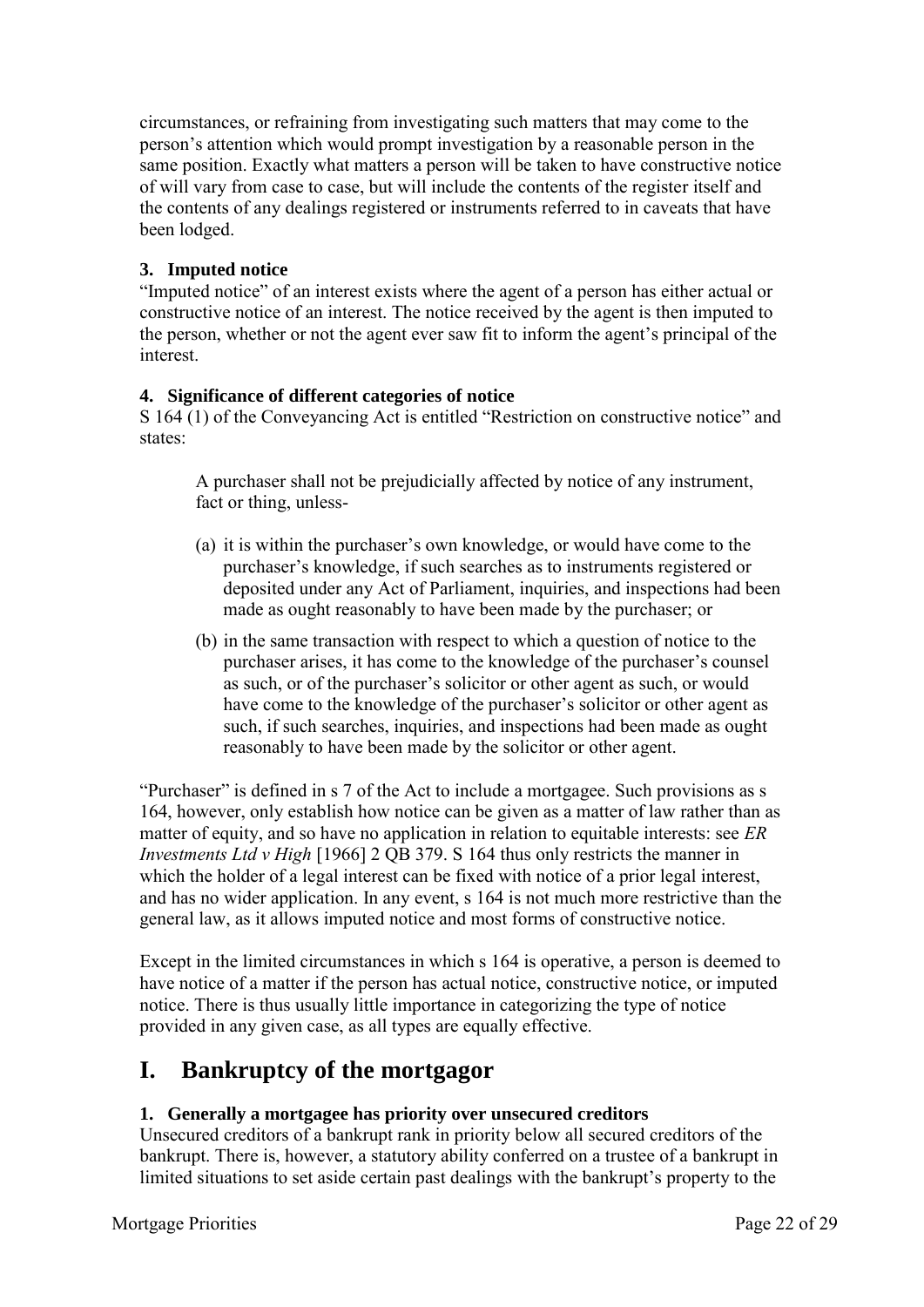circumstances, or refraining from investigating such matters that may come to the person's attention which would prompt investigation by a reasonable person in the same position. Exactly what matters a person will be taken to have constructive notice of will vary from case to case, but will include the contents of the register itself and the contents of any dealings registered or instruments referred to in caveats that have been lodged.

### 3. Imputed notice

"Imputed notice" of an interest exists where the agent of a person has either actual or constructive notice of an interest. The notice received by the agent is then imputed to the person, whether or not the agent ever saw fit to inform the agent's principal of the interest.

### 4. Significance of different categories of notice

S 164 (1) of the Conveyancing Act is entitled "Restriction on constructive notice" and states:

> A purchaser shall not be prejudicially affected by notice of any instrument, fact or thing, unless-
>
> (a) it is within the purchaser's own knowledge, or would have come to the purchaser's knowledge, if such searches as to instruments registered or deposited under any Act of Parliament, inquiries, and inspections had been made as ought reasonably to have been made by the purchaser; or
>
> (b) in the same transaction with respect to which a question of notice to the purchaser arises, it has come to the knowledge of the purchaser's counsel as such, or of the purchaser's solicitor or other agent as such, or would have come to the knowledge of the purchaser's solicitor or other agent as such, if such searches, inquiries, and inspections had been made as ought reasonably to have been made by the solicitor or other agent.

"Purchaser" is defined in s 7 of the Act to include a mortgagee. Such provisions as s 164, however, only establish how notice can be given as a matter of law rather than as matter of equity, and so have no application in relation to equitable interests: see *ER Investments Ltd v High* [1966] 2 QB 379. S 164 thus only restricts the manner in which the holder of a legal interest can be fixed with notice of a prior legal interest, and has no wider application. In any event, s 164 is not much more restrictive than the general law, as it allows imputed notice and most forms of constructive notice.

Except in the limited circumstances in which s 164 is operative, a person is deemed to have notice of a matter if the person has actual notice, constructive notice, or imputed notice. There is thus usually little importance in categorizing the type of notice provided in any given case, as all types are equally effective.

## I. Bankruptcy of the mortgagor

### 1. Generally a mortgagee has priority over unsecured creditors

Unsecured creditors of a bankrupt rank in priority below all secured creditors of the bankrupt. There is, however, a statutory ability conferred on a trustee of a bankrupt in limited situations to set aside certain past dealings with the bankrupt's property to the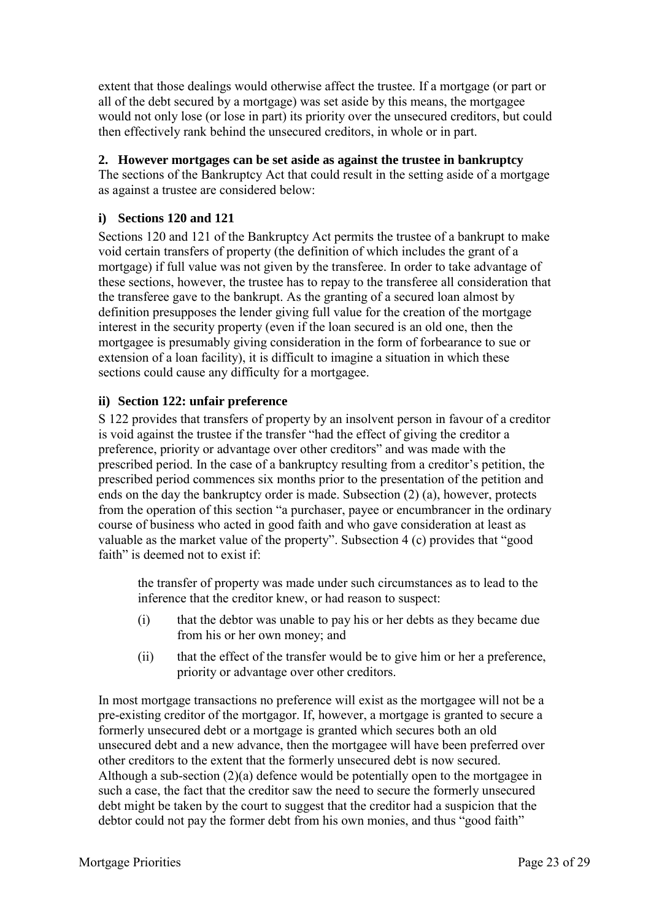extent that those dealings would otherwise affect the trustee. If a mortgage (or part or all of the debt secured by a mortgage) was set aside by this means, the mortgagee would not only lose (or lose in part) its priority over the unsecured creditors, but could then effectively rank behind the unsecured creditors, in whole or in part.

## 2. However mortgages can be set aside as against the trustee in bankruptcy

The sections of the Bankruptcy Act that could result in the setting aside of a mortgage as against a trustee are considered below:

### i) Sections 120 and 121

Sections 120 and 121 of the Bankruptcy Act permits the trustee of a bankrupt to make void certain transfers of property (the definition of which includes the grant of a mortgage) if full value was not given by the transferee. In order to take advantage of these sections, however, the trustee has to repay to the transferee all consideration that the transferee gave to the bankrupt. As the granting of a secured loan almost by definition presupposes the lender giving full value for the creation of the mortgage interest in the security property (even if the loan secured is an old one, then the mortgagee is presumably giving consideration in the form of forbearance to sue or extension of a loan facility), it is difficult to imagine a situation in which these sections could cause any difficulty for a mortgagee.

### ii) Section 122: unfair preference

S 122 provides that transfers of property by an insolvent person in favour of a creditor is void against the trustee if the transfer "had the effect of giving the creditor a preference, priority or advantage over other creditors" and was made with the prescribed period. In the case of a bankruptcy resulting from a creditor's petition, the prescribed period commences six months prior to the presentation of the petition and ends on the day the bankruptcy order is made. Subsection (2) (a), however, protects from the operation of this section "a purchaser, payee or encumbrancer in the ordinary course of business who acted in good faith and who gave consideration at least as valuable as the market value of the property". Subsection 4 (c) provides that "good faith" is deemed not to exist if:

> the transfer of property was made under such circumstances as to lead to the inference that the creditor knew, or had reason to suspect:
>
> (i) that the debtor was unable to pay his or her debts as they became due from his or her own money; and
>
> (ii) that the effect of the transfer would be to give him or her a preference, priority or advantage over other creditors.

In most mortgage transactions no preference will exist as the mortgagee will not be a pre-existing creditor of the mortgagor. If, however, a mortgage is granted to secure a formerly unsecured debt or a mortgage is granted which secures both an old unsecured debt and a new advance, then the mortgagee will have been preferred over other creditors to the extent that the formerly unsecured debt is now secured. Although a sub-section (2)(a) defence would be potentially open to the mortgagee in such a case, the fact that the creditor saw the need to secure the formerly unsecured debt might be taken by the court to suggest that the creditor had a suspicion that the debtor could not pay the former debt from his own monies, and thus "good faith"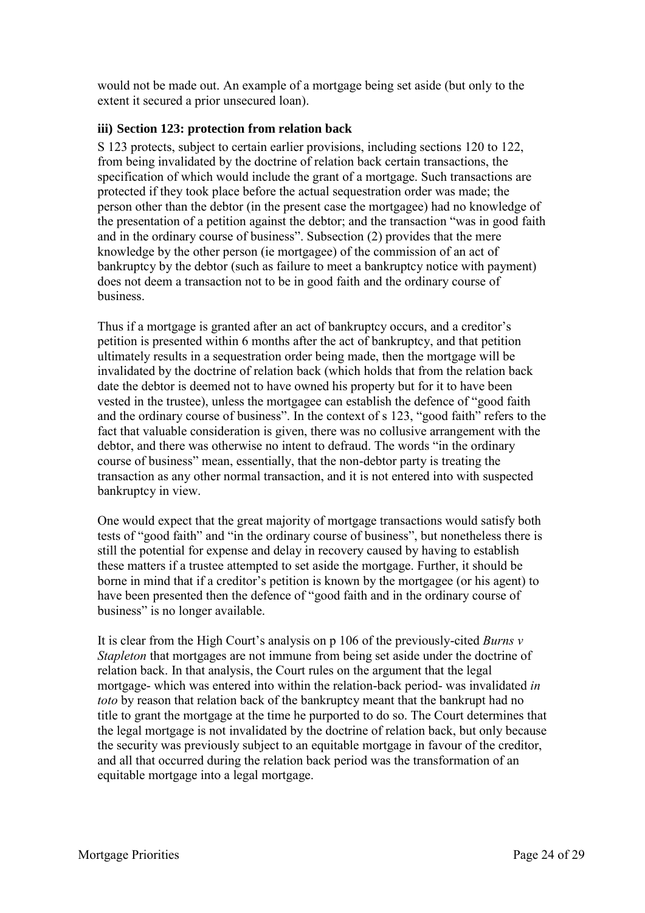would not be made out. An example of a mortgage being set aside (but only to the extent it secured a prior unsecured loan).

### iii) Section 123: protection from relation back

S 123 protects, subject to certain earlier provisions, including sections 120 to 122, from being invalidated by the doctrine of relation back certain transactions, the specification of which would include the grant of a mortgage. Such transactions are protected if they took place before the actual sequestration order was made; the person other than the debtor (in the present case the mortgagee) had no knowledge of the presentation of a petition against the debtor; and the transaction "was in good faith and in the ordinary course of business". Subsection (2) provides that the mere knowledge by the other person (ie mortgagee) of the commission of an act of bankruptcy by the debtor (such as failure to meet a bankruptcy notice with payment) does not deem a transaction not to be in good faith and the ordinary course of business.

Thus if a mortgage is granted after an act of bankruptcy occurs, and a creditor's petition is presented within 6 months after the act of bankruptcy, and that petition ultimately results in a sequestration order being made, then the mortgage will be invalidated by the doctrine of relation back (which holds that from the relation back date the debtor is deemed not to have owned his property but for it to have been vested in the trustee), unless the mortgagee can establish the defence of "good faith and the ordinary course of business". In the context of s 123, "good faith" refers to the fact that valuable consideration is given, there was no collusive arrangement with the debtor, and there was otherwise no intent to defraud. The words "in the ordinary course of business" mean, essentially, that the non-debtor party is treating the transaction as any other normal transaction, and it is not entered into with suspected bankruptcy in view.

One would expect that the great majority of mortgage transactions would satisfy both tests of "good faith" and "in the ordinary course of business", but nonetheless there is still the potential for expense and delay in recovery caused by having to establish these matters if a trustee attempted to set aside the mortgage. Further, it should be borne in mind that if a creditor's petition is known by the mortgagee (or his agent) to have been presented then the defence of "good faith and in the ordinary course of business" is no longer available.

It is clear from the High Court's analysis on p 106 of the previously-cited *Burns v Stapleton* that mortgages are not immune from being set aside under the doctrine of relation back. In that analysis, the Court rules on the argument that the legal mortgage- which was entered into within the relation-back period- was invalidated *in toto* by reason that relation back of the bankruptcy meant that the bankrupt had no title to grant the mortgage at the time he purported to do so. The Court determines that the legal mortgage is not invalidated by the doctrine of relation back, but only because the security was previously subject to an equitable mortgage in favour of the creditor, and all that occurred during the relation back period was the transformation of an equitable mortgage into a legal mortgage.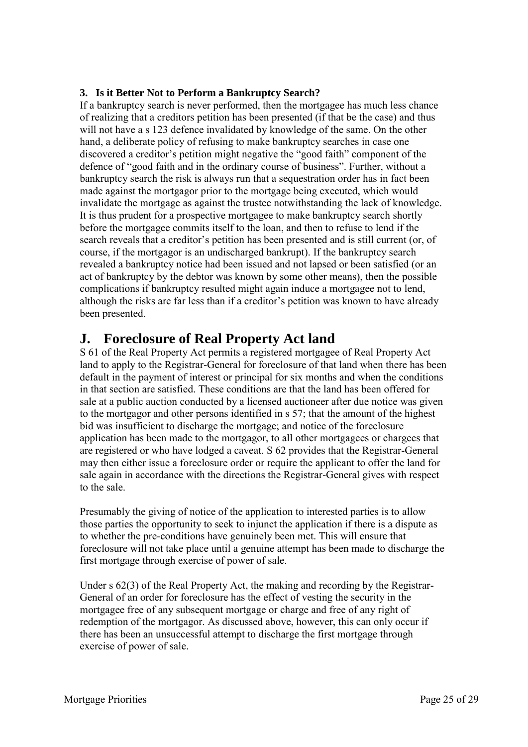### 3. Is it Better Not to Perform a Bankruptcy Search?

If a bankruptcy search is never performed, then the mortgagee has much less chance of realizing that a creditors petition has been presented (if that be the case) and thus will not have a s 123 defence invalidated by knowledge of the same. On the other hand, a deliberate policy of refusing to make bankruptcy searches in case one discovered a creditor's petition might negative the "good faith" component of the defence of "good faith and in the ordinary course of business". Further, without a bankruptcy search the risk is always run that a sequestration order has in fact been made against the mortgagor prior to the mortgage being executed, which would invalidate the mortgage as against the trustee notwithstanding the lack of knowledge. It is thus prudent for a prospective mortgagee to make bankruptcy search shortly before the mortgagee commits itself to the loan, and then to refuse to lend if the search reveals that a creditor's petition has been presented and is still current (or, of course, if the mortgagor is an undischarged bankrupt). If the bankruptcy search revealed a bankruptcy notice had been issued and not lapsed or been satisfied (or an act of bankruptcy by the debtor was known by some other means), then the possible complications if bankruptcy resulted might again induce a mortgagee not to lend, although the risks are far less than if a creditor's petition was known to have already been presented.

## J. Foreclosure of Real Property Act land

S 61 of the Real Property Act permits a registered mortgagee of Real Property Act land to apply to the Registrar-General for foreclosure of that land when there has been default in the payment of interest or principal for six months and when the conditions in that section are satisfied. These conditions are that the land has been offered for sale at a public auction conducted by a licensed auctioneer after due notice was given to the mortgagor and other persons identified in s 57; that the amount of the highest bid was insufficient to discharge the mortgage; and notice of the foreclosure application has been made to the mortgagor, to all other mortgagees or chargees that are registered or who have lodged a caveat. S 62 provides that the Registrar-General may then either issue a foreclosure order or require the applicant to offer the land for sale again in accordance with the directions the Registrar-General gives with respect to the sale.

Presumably the giving of notice of the application to interested parties is to allow those parties the opportunity to seek to injunct the application if there is a dispute as to whether the pre-conditions have genuinely been met. This will ensure that foreclosure will not take place until a genuine attempt has been made to discharge the first mortgage through exercise of power of sale.

Under s 62(3) of the Real Property Act, the making and recording by the Registrar-General of an order for foreclosure has the effect of vesting the security in the mortgagee free of any subsequent mortgage or charge and free of any right of redemption of the mortgagor. As discussed above, however, this can only occur if there has been an unsuccessful attempt to discharge the first mortgage through exercise of power of sale.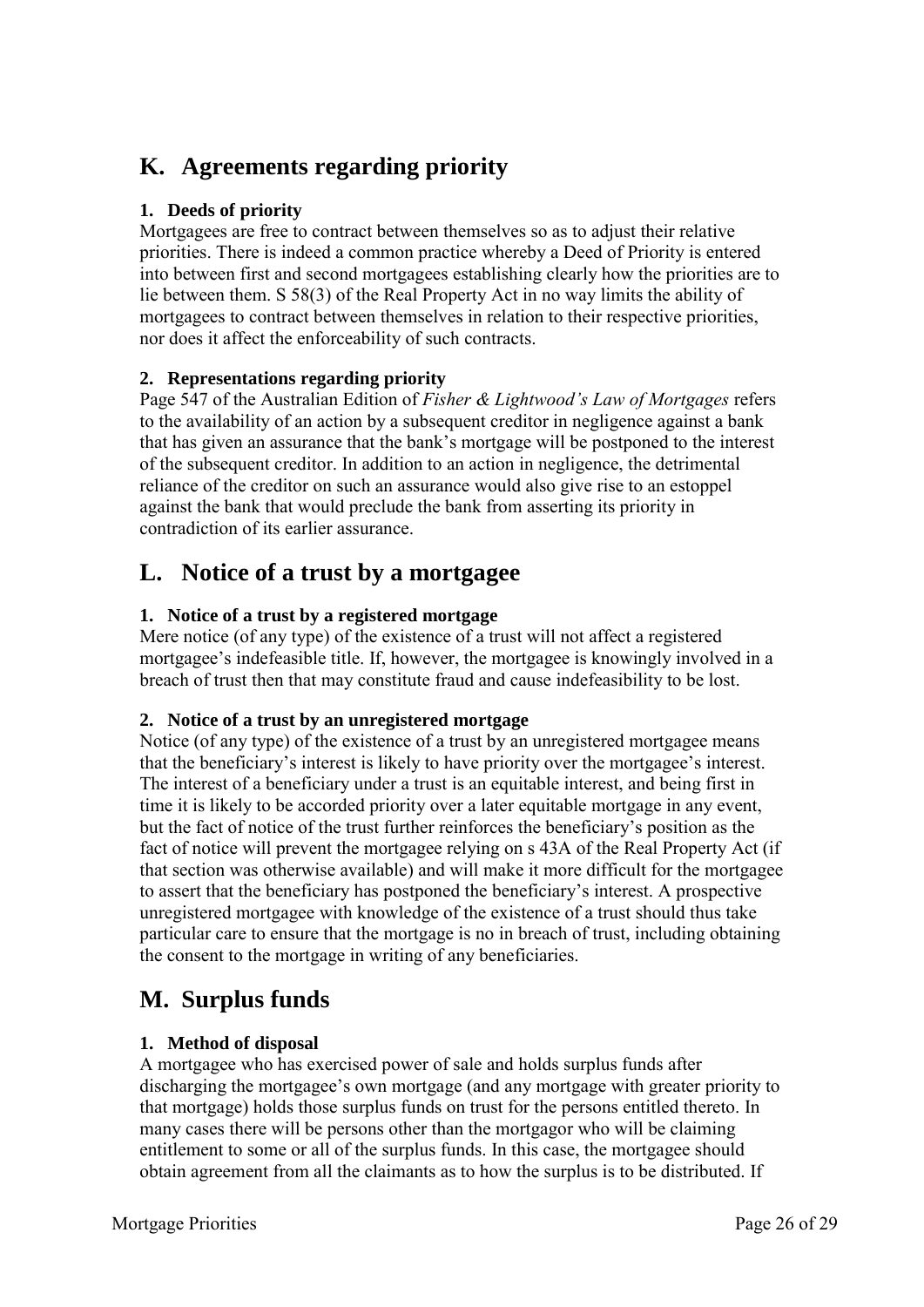## K. Agreements regarding priority

### 1. Deeds of priority

Mortgagees are free to contract between themselves so as to adjust their relative priorities. There is indeed a common practice whereby a Deed of Priority is entered into between first and second mortgagees establishing clearly how the priorities are to lie between them. S 58(3) of the Real Property Act in no way limits the ability of mortgagees to contract between themselves in relation to their respective priorities, nor does it affect the enforceability of such contracts.

### 2. Representations regarding priority

Page 547 of the Australian Edition of *Fisher & Lightwood's Law of Mortgages* refers to the availability of an action by a subsequent creditor in negligence against a bank that has given an assurance that the bank's mortgage will be postponed to the interest of the subsequent creditor. In addition to an action in negligence, the detrimental reliance of the creditor on such an assurance would also give rise to an estoppel against the bank that would preclude the bank from asserting its priority in contradiction of its earlier assurance.

## L. Notice of a trust by a mortgagee

### 1. Notice of a trust by a registered mortgage

Mere notice (of any type) of the existence of a trust will not affect a registered mortgagee's indefeasible title. If, however, the mortgagee is knowingly involved in a breach of trust then that may constitute fraud and cause indefeasibility to be lost.

### 2. Notice of a trust by an unregistered mortgage

Notice (of any type) of the existence of a trust by an unregistered mortgagee means that the beneficiary's interest is likely to have priority over the mortgagee's interest. The interest of a beneficiary under a trust is an equitable interest, and being first in time it is likely to be accorded priority over a later equitable mortgage in any event, but the fact of notice of the trust further reinforces the beneficiary's position as the fact of notice will prevent the mortgagee relying on s 43A of the Real Property Act (if that section was otherwise available) and will make it more difficult for the mortgagee to assert that the beneficiary has postponed the beneficiary's interest. A prospective unregistered mortgagee with knowledge of the existence of a trust should thus take particular care to ensure that the mortgage is no in breach of trust, including obtaining the consent to the mortgage in writing of any beneficiaries.

## M. Surplus funds

### 1. Method of disposal

A mortgagee who has exercised power of sale and holds surplus funds after discharging the mortgagee's own mortgage (and any mortgage with greater priority to that mortgage) holds those surplus funds on trust for the persons entitled thereto. In many cases there will be persons other than the mortgagor who will be claiming entitlement to some or all of the surplus funds. In this case, the mortgagee should obtain agreement from all the claimants as to how the surplus is to be distributed. If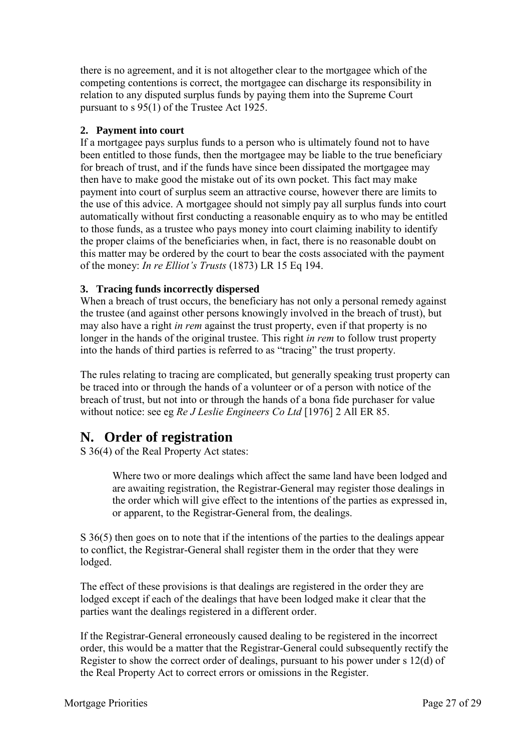there is no agreement, and it is not altogether clear to the mortgagee which of the competing contentions is correct, the mortgagee can discharge its responsibility in relation to any disputed surplus funds by paying them into the Supreme Court pursuant to s 95(1) of the Trustee Act 1925.

### 2. Payment into court

If a mortgagee pays surplus funds to a person who is ultimately found not to have been entitled to those funds, then the mortgagee may be liable to the true beneficiary for breach of trust, and if the funds have since been dissipated the mortgagee may then have to make good the mistake out of its own pocket. This fact may make payment into court of surplus seem an attractive course, however there are limits to the use of this advice. A mortgagee should not simply pay all surplus funds into court automatically without first conducting a reasonable enquiry as to who may be entitled to those funds, as a trustee who pays money into court claiming inability to identify the proper claims of the beneficiaries when, in fact, there is no reasonable doubt on this matter may be ordered by the court to bear the costs associated with the payment of the money: *In re Elliot's Trusts* (1873) LR 15 Eq 194.

### 3. Tracing funds incorrectly dispersed

When a breach of trust occurs, the beneficiary has not only a personal remedy against the trustee (and against other persons knowingly involved in the breach of trust), but may also have a right *in rem* against the trust property, even if that property is no longer in the hands of the original trustee. This right *in rem* to follow trust property into the hands of third parties is referred to as "tracing" the trust property.

The rules relating to tracing are complicated, but generally speaking trust property can be traced into or through the hands of a volunteer or of a person with notice of the breach of trust, but not into or through the hands of a bona fide purchaser for value without notice: see eg *Re J Leslie Engineers Co Ltd* [1976] 2 All ER 85.

## N. Order of registration

S 36(4) of the Real Property Act states:

> Where two or more dealings which affect the same land have been lodged and are awaiting registration, the Registrar-General may register those dealings in the order which will give effect to the intentions of the parties as expressed in, or apparent, to the Registrar-General from, the dealings.

S 36(5) then goes on to note that if the intentions of the parties to the dealings appear to conflict, the Registrar-General shall register them in the order that they were lodged.

The effect of these provisions is that dealings are registered in the order they are lodged except if each of the dealings that have been lodged make it clear that the parties want the dealings registered in a different order.

If the Registrar-General erroneously caused dealing to be registered in the incorrect order, this would be a matter that the Registrar-General could subsequently rectify the Register to show the correct order of dealings, pursuant to his power under s 12(d) of the Real Property Act to correct errors or omissions in the Register.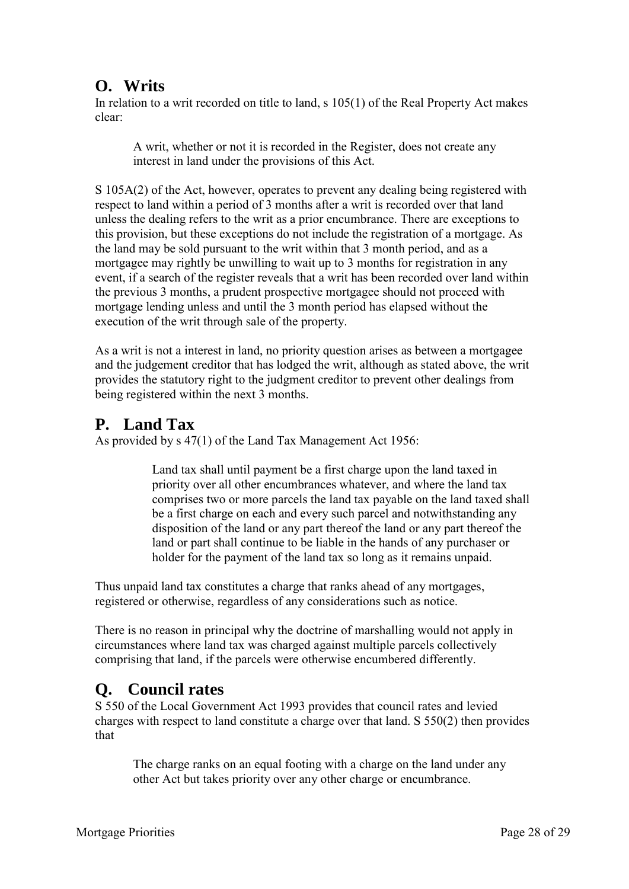## O. Writs

In relation to a writ recorded on title to land, s 105(1) of the Real Property Act makes clear:

> A writ, whether or not it is recorded in the Register, does not create any interest in land under the provisions of this Act.

S 105A(2) of the Act, however, operates to prevent any dealing being registered with respect to land within a period of 3 months after a writ is recorded over that land unless the dealing refers to the writ as a prior encumbrance. There are exceptions to this provision, but these exceptions do not include the registration of a mortgage. As the land may be sold pursuant to the writ within that 3 month period, and as a mortgagee may rightly be unwilling to wait up to 3 months for registration in any event, if a search of the register reveals that a writ has been recorded over land within the previous 3 months, a prudent prospective mortgagee should not proceed with mortgage lending unless and until the 3 month period has elapsed without the execution of the writ through sale of the property.

As a writ is not a interest in land, no priority question arises as between a mortgagee and the judgement creditor that has lodged the writ, although as stated above, the writ provides the statutory right to the judgment creditor to prevent other dealings from being registered within the next 3 months.

## P. Land Tax

As provided by s 47(1) of the Land Tax Management Act 1956:

> Land tax shall until payment be a first charge upon the land taxed in priority over all other encumbrances whatever, and where the land tax comprises two or more parcels the land tax payable on the land taxed shall be a first charge on each and every such parcel and notwithstanding any disposition of the land or any part thereof the land or any part thereof the land or part shall continue to be liable in the hands of any purchaser or holder for the payment of the land tax so long as it remains unpaid.

Thus unpaid land tax constitutes a charge that ranks ahead of any mortgages, registered or otherwise, regardless of any considerations such as notice.

There is no reason in principal why the doctrine of marshalling would not apply in circumstances where land tax was charged against multiple parcels collectively comprising that land, if the parcels were otherwise encumbered differently.

## Q. Council rates

S 550 of the Local Government Act 1993 provides that council rates and levied charges with respect to land constitute a charge over that land. S 550(2) then provides that

> The charge ranks on an equal footing with a charge on the land under any other Act but takes priority over any other charge or encumbrance.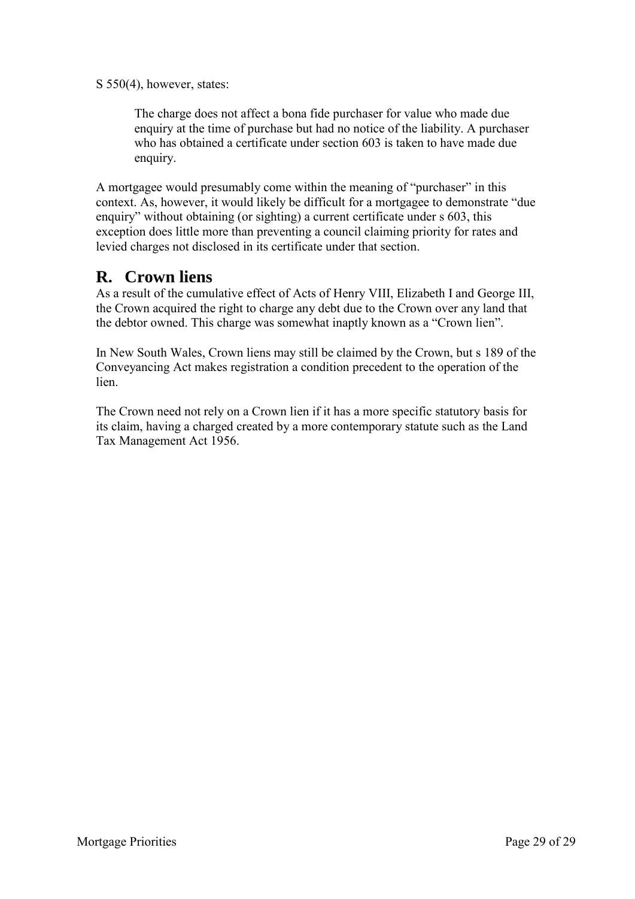S 550(4), however, states:

> The charge does not affect a bona fide purchaser for value who made due enquiry at the time of purchase but had no notice of the liability. A purchaser who has obtained a certificate under section 603 is taken to have made due enquiry.

A mortgagee would presumably come within the meaning of "purchaser" in this context. As, however, it would likely be difficult for a mortgagee to demonstrate "due enquiry" without obtaining (or sighting) a current certificate under s 603, this exception does little more than preventing a council claiming priority for rates and levied charges not disclosed in its certificate under that section.

## R. Crown liens

As a result of the cumulative effect of Acts of Henry VIII, Elizabeth I and George III, the Crown acquired the right to charge any debt due to the Crown over any land that the debtor owned. This charge was somewhat inaptly known as a "Crown lien".

In New South Wales, Crown liens may still be claimed by the Crown, but s 189 of the Conveyancing Act makes registration a condition precedent to the operation of the lien.

The Crown need not rely on a Crown lien if it has a more specific statutory basis for its claim, having a charged created by a more contemporary statute such as the Land Tax Management Act 1956.